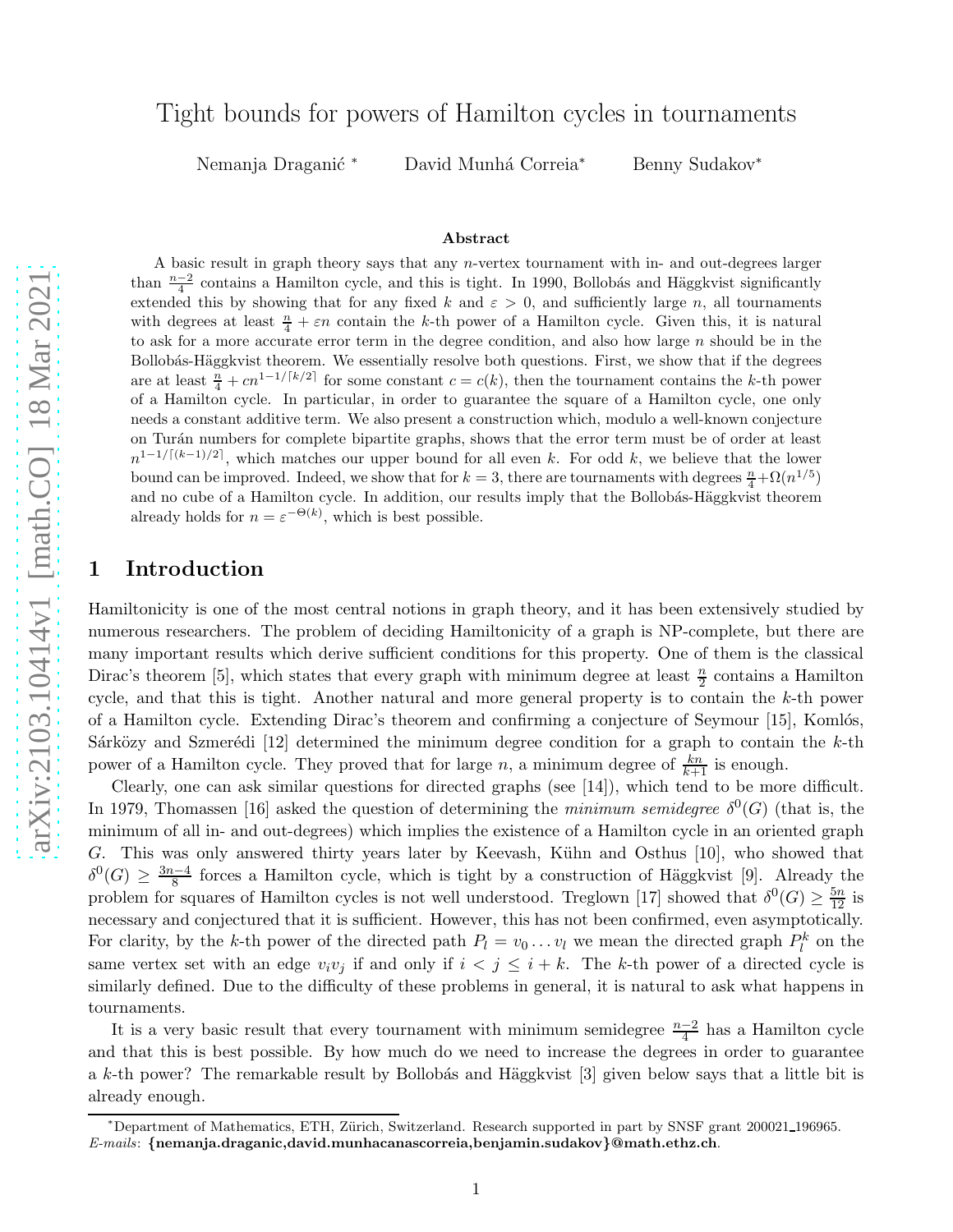# Tight bounds for powers of Hamilton cycles in tournaments

Nemanja Draganić [*] David Munhá Correia[*] Benny Sudakov[*]

### Abstract

A basic result in graph theory says that any $n$-vertex tournament with in- and out-degrees larger than $\frac{n-2}{4}$ contains a Hamilton cycle, and this is tight. In 1990, Bollobás and Häggkvist significantly extended this by showing that for any fixed $k$ and $\varepsilon > 0$, and sufficiently large $n$, all tournaments with degrees at least $\frac{n}{4} + \varepsilon n$ contain the $k$-th power of a Hamilton cycle. Given this, it is natural to ask for a more accurate error term in the degree condition, and also how large $n$ should be in the Bollobás-Häggkvist theorem. We essentially resolve both questions. First, we show that if the degrees are at least $\frac{n}{4} + cn^{1-1/\lceil k/2 \rceil}$ for some constant $c = c(k)$, then the tournament contains the $k$-th power of a Hamilton cycle. In particular, in order to guarantee the square of a Hamilton cycle, one only needs a constant additive term. We also present a construction which, modulo a well-known conjecture on Turán numbers for complete bipartite graphs, shows that the error term must be of order at least $n^{1-1/\lceil (k-1)/2 \rceil}$, which matches our upper bound for all even $k$. For odd $k$, we believe that the lower bound can be improved. Indeed, we show that for $k = 3$, there are tournaments with degrees $\frac{n}{4} + \Omega(n^{1/5})$ and no cube of a Hamilton cycle. In addition, our results imply that the Bollobás-Häggkvist theorem already holds for $n = \varepsilon^{-\Theta(k)}$, which is best possible.

## 1 Introduction

Hamiltonicity is one of the most central notions in graph theory, and it has been extensively studied by numerous researchers. The problem of deciding Hamiltonicity of a graph is NP-complete, but there are many important results which derive sufficient conditions for this property. One of them is the classical Dirac's theorem [5], which states that every graph with minimum degree at least $\frac{n}{2}$ contains a Hamilton cycle, and that this is tight. Another natural and more general property is to contain the $k$-th power of a Hamilton cycle. Extending Dirac's theorem and confirming a conjecture of Seymour [15], Komlós, Sárközy and Szemerédi [12] determined the minimum degree condition for a graph to contain the $k$-th power of a Hamilton cycle. They proved that for large $n$, a minimum degree of $\frac{kn}{k+1}$ is enough.

Clearly, one can ask similar questions for directed graphs (see [14]), which tend to be more difficult. In 1979, Thomassen [16] asked the question of determining the *minimum semidegree* $\delta^0(G)$ (that is, the minimum of all in- and out-degrees) which implies the existence of a Hamilton cycle in an oriented graph $G$. This was only answered thirty years later by Keevash, Kühn and Osthus [10], who showed that $\delta^0(G) \geq \frac{3n-4}{8}$ forces a Hamilton cycle, which is tight by a construction of Häggkvist [9]. Already the problem for squares of Hamilton cycles is not well understood. Treglown [17] showed that $\delta^0(G) \geq \frac{5n}{12}$ is necessary and conjectured that it is sufficient. However, this has not been confirmed, even asymptotically. For clarity, by the $k$-th power of the directed path $P_l = v_0 \dots v_l$ we mean the directed graph $P_l^k$ on the same vertex set with an edge $v_i v_j$ if and only if $i < j \leq i + k$. The $k$-th power of a directed cycle is similarly defined. Due to the difficulty of these problems in general, it is natural to ask what happens in tournaments.

It is a very basic result that every tournament with minimum semidegree $\frac{n-2}{4}$ has a Hamilton cycle and that this is best possible. By how much do we need to increase the degrees in order to guarantee a $k$-th power? The remarkable result by Bollobás and Häggkvist [3] given below says that a little bit is already enough.

[*]Department of Mathematics, ETH, Zürich, Switzerland. Research supported in part by SNSF grant 200021_196965. *E-mails*: **{nemanja.draganic,david.munhacanascorreia,benjamin.sudakov}@math.ethz.ch**.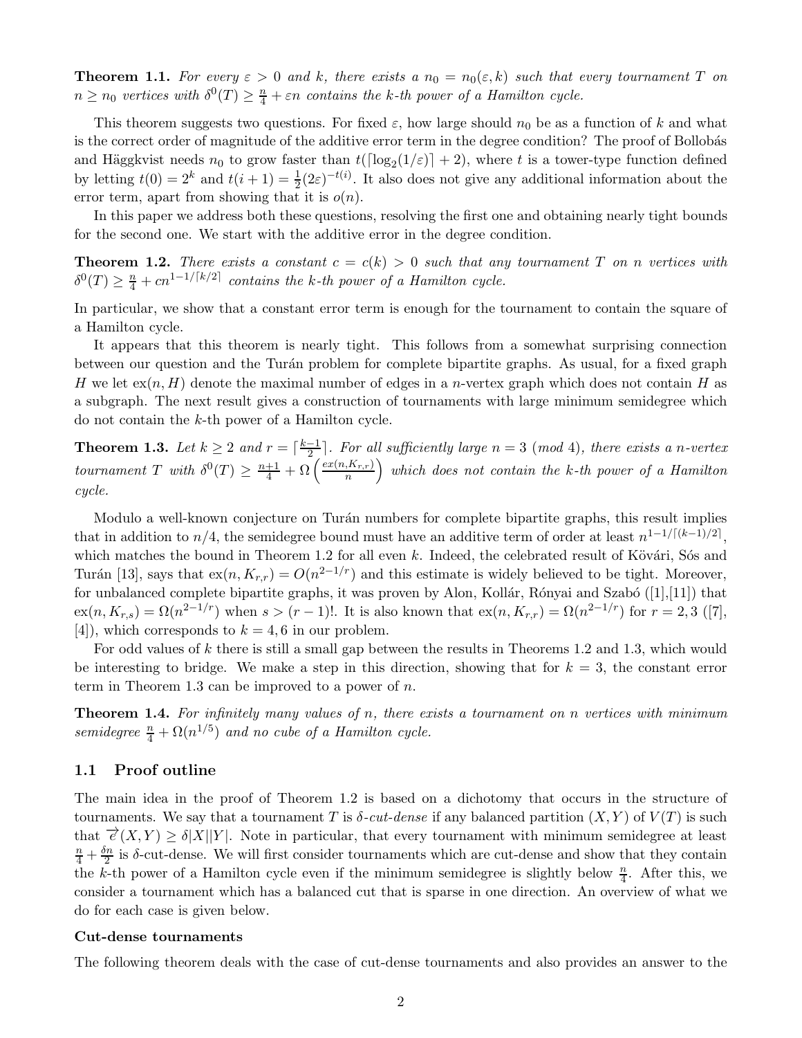**Theorem 1.1.** *For every $\varepsilon > 0$ and $k$, there exists a $n_0 = n_0(\varepsilon, k)$ such that every tournament $T$ on $n \geq n_0$ vertices with $\delta^0(T) \geq \frac{n}{4} + \varepsilon n$ contains the $k$-th power of a Hamilton cycle.*

This theorem suggests two questions. For fixed $\varepsilon$, how large should $n_0$ be as a function of $k$ and what is the correct order of magnitude of the additive error term in the degree condition? The proof of Bollobás and Häggkvist needs $n_0$ to grow faster than $t(\lceil \log_2(1/\varepsilon) \rceil + 2)$, where $t$ is a tower-type function defined by letting $t(0) = 2^k$ and $t(i+1) = \frac{1}{2}(2\varepsilon)^{-t(i)}$. It also does not give any additional information about the error term, apart from showing that it is $o(n)$.

In this paper we address both these questions, resolving the first one and obtaining nearly tight bounds for the second one. We start with the additive error in the degree condition.

**Theorem 1.2.** *There exists a constant $c = c(k) > 0$ such that any tournament $T$ on $n$ vertices with $\delta^0(T) \geq \frac{n}{4} + cn^{1-1/\lceil k/2 \rceil}$ contains the $k$-th power of a Hamilton cycle.*

In particular, we show that a constant error term is enough for the tournament to contain the square of a Hamilton cycle.

It appears that this theorem is nearly tight. This follows from a somewhat surprising connection between our question and the Turán problem for complete bipartite graphs. As usual, for a fixed graph $H$ we let $\text{ex}(n, H)$ denote the maximal number of edges in a $n$-vertex graph which does not contain $H$ as a subgraph. The next result gives a construction of tournaments with large minimum semidegree which do not contain the $k$-th power of a Hamilton cycle.

**Theorem 1.3.** *Let $k \geq 2$ and $r = \lceil \frac{k-1}{2} \rceil$. For all sufficiently large $n = 3 \pmod 4$, there exists a $n$-vertex tournament $T$ with $\delta^0(T) \geq \frac{n+1}{4} + \Omega\left(\frac{ex(n,K_{r,r})}{n}\right)$ which does not contain the $k$-th power of a Hamilton cycle.*

Modulo a well-known conjecture on Turán numbers for complete bipartite graphs, this result implies that in addition to $n/4$, the semidegree bound must have an additive term of order at least $n^{1-1/\lceil (k-1)/2 \rceil}$, which matches the bound in Theorem 1.2 for all even $k$. Indeed, the celebrated result of Kövári, Sós and Turán [13], says that $\text{ex}(n, K_{r,r}) = O(n^{2-1/r})$ and this estimate is widely believed to be tight. Moreover, for unbalanced complete bipartite graphs, it was proven by Alon, Kollár, Rónyai and Szabó ([1],[11]) that $\text{ex}(n, K_{r,s}) = \Omega(n^{2-1/r})$ when $s > (r-1)!$. It is also known that $\text{ex}(n, K_{r,r}) = \Omega(n^{2-1/r})$ for $r = 2, 3$ ([7], [4]), which corresponds to $k = 4, 6$ in our problem.

For odd values of $k$ there is still a small gap between the results in Theorems 1.2 and 1.3, which would be interesting to bridge. We make a step in this direction, showing that for $k = 3$, the constant error term in Theorem 1.3 can be improved to a power of $n$.

**Theorem 1.4.** *For infinitely many values of $n$, there exists a tournament on $n$ vertices with minimum semidegree $\frac{n}{4} + \Omega(n^{1/5})$ and no cube of a Hamilton cycle.*

## 1.1 Proof outline

The main idea in the proof of Theorem 1.2 is based on a dichotomy that occurs in the structure of tournaments. We say that a tournament $T$ is $\delta$*-cut-dense* if any balanced partition $(X, Y)$ of $V(T)$ is such that $\overrightarrow{e}(X, Y) \geq \delta |X||Y|$. Note in particular, that every tournament with minimum semidegree at least $\frac{n}{4} + \frac{\delta n}{2}$ is $\delta$-cut-dense. We will first consider tournaments which are cut-dense and show that they contain the $k$-th power of a Hamilton cycle even if the minimum semidegree is slightly below $\frac{n}{4}$. After this, we consider a tournament which has a balanced cut that is sparse in one direction. An overview of what we do for each case is given below.

**Cut-dense tournaments**

The following theorem deals with the case of cut-dense tournaments and also provides an answer to the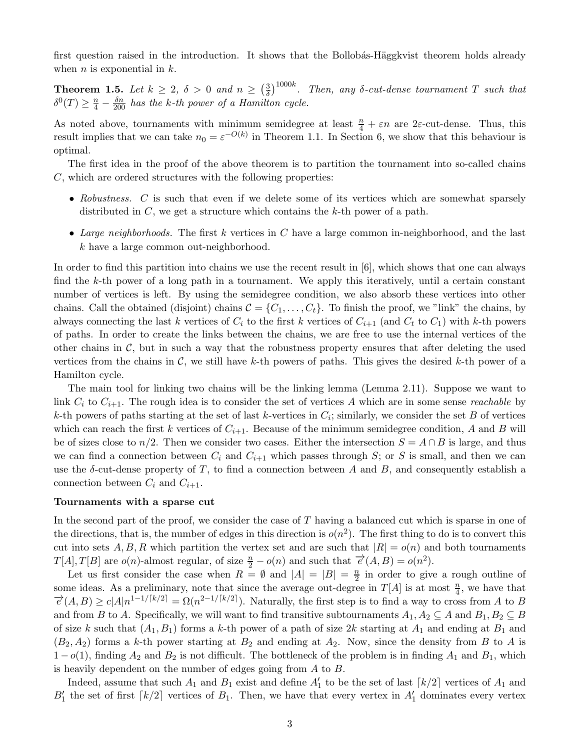first question raised in the introduction. It shows that the Bollobás-Häggkvist theorem holds already when $n$ is exponential in $k$.

**Theorem 1.5.** *Let $k \geq 2$, $\delta > 0$ and $n \geq \left(\frac{3}{\delta}\right)^{1000k}$. Then, any $\delta$-cut-dense tournament $T$ such that $\delta^0(T) \geq \frac{n}{4} - \frac{\delta n}{200}$ has the $k$-th power of a Hamilton cycle.*

As noted above, tournaments with minimum semidegree at least $\frac{n}{4} + \varepsilon n$ are $2\varepsilon$-cut-dense. Thus, this result implies that we can take $n_0 = \varepsilon^{-O(k)}$ in Theorem 1.1. In Section 6, we show that this behaviour is optimal.

The first idea in the proof of the above theorem is to partition the tournament into so-called chains $C$, which are ordered structures with the following properties:

- *Robustness.* $C$ is such that even if we delete some of its vertices which are somewhat sparsely distributed in $C$, we get a structure which contains the $k$-th power of a path.
- *Large neighborhoods.* The first $k$ vertices in $C$ have a large common in-neighborhood, and the last $k$ have a large common out-neighborhood.

In order to find this partition into chains we use the recent result in [6], which shows that one can always find the $k$-th power of a long path in a tournament. We apply this iteratively, until a certain constant number of vertices is left. By using the semidegree condition, we also absorb these vertices into other chains. Call the obtained (disjoint) chains $\mathcal{C} = \{C_1, \ldots, C_t\}$. To finish the proof, we "link" the chains, by always connecting the last $k$ vertices of $C_i$ to the first $k$ vertices of $C_{i+1}$ (and $C_t$ to $C_1$) with $k$-th powers of paths. In order to create the links between the chains, we are free to use the internal vertices of the other chains in $\mathcal{C}$, but in such a way that the robustness property ensures that after deleting the used vertices from the chains in $\mathcal{C}$, we still have $k$-th powers of paths. This gives the desired $k$-th power of a Hamilton cycle.

The main tool for linking two chains will be the linking lemma (Lemma 2.11). Suppose we want to link $C_i$ to $C_{i+1}$. The rough idea is to consider the set of vertices $A$ which are in some sense *reachable* by $k$-th powers of paths starting at the set of last $k$-vertices in $C_i$; similarly, we consider the set $B$ of vertices which can reach the first $k$ vertices of $C_{i+1}$. Because of the minimum semidegree condition, $A$ and $B$ will be of sizes close to $n/2$. Then we consider two cases. Either the intersection $S = A \cap B$ is large, and thus we can find a connection between $C_i$ and $C_{i+1}$ which passes through $S$; or $S$ is small, and then we can use the $\delta$-cut-dense property of $T$, to find a connection between $A$ and $B$, and consequently establish a connection between $C_i$ and $C_{i+1}$.

**Tournaments with a sparse cut**

In the second part of the proof, we consider the case of $T$ having a balanced cut which is sparse in one of the directions, that is, the number of edges in this direction is $o(n^2)$. The first thing to do is to convert this cut into sets $A, B, R$ which partition the vertex set and are such that $|R| = o(n)$ and both tournaments $T[A], T[B]$ are $o(n)$-almost regular, of size $\frac{n}{2} - o(n)$ and such that $\overrightarrow{e}(A, B) = o(n^2)$.

Let us first consider the case when $R = \emptyset$ and $|A| = |B| = \frac{n}{2}$ in order to give a rough outline of some ideas. As a preliminary, note that since the average out-degree in $T[A]$ is at most $\frac{n}{4}$, we have that $\overrightarrow{e}(A, B) \geq c|A|n^{1-1/\lceil k/2 \rceil} = \Omega(n^{2-1/\lceil k/2 \rceil})$. Naturally, the first step is to find a way to cross from $A$ to $B$ and from $B$ to $A$. Specifically, we will want to find transitive subtournaments $A_1, A_2 \subseteq A$ and $B_1, B_2 \subseteq B$ of size $k$ such that $(A_1, B_1)$ forms a $k$-th power of a path of size $2k$ starting at $A_1$ and ending at $B_1$ and $(B_2, A_2)$ forms a $k$-th power starting at $B_2$ and ending at $A_2$. Now, since the density from $B$ to $A$ is $1 - o(1)$, finding $A_2$ and $B_2$ is not difficult. The bottleneck of the problem is in finding $A_1$ and $B_1$, which is heavily dependent on the number of edges going from $A$ to $B$.

Indeed, assume that such $A_1$ and $B_1$ exist and define $A_1'$ to be the set of last $\lceil k/2 \rceil$ vertices of $A_1$ and $B_1'$ the set of first $\lceil k/2 \rceil$ vertices of $B_1$. Then, we have that every vertex in $A_1'$ dominates every vertex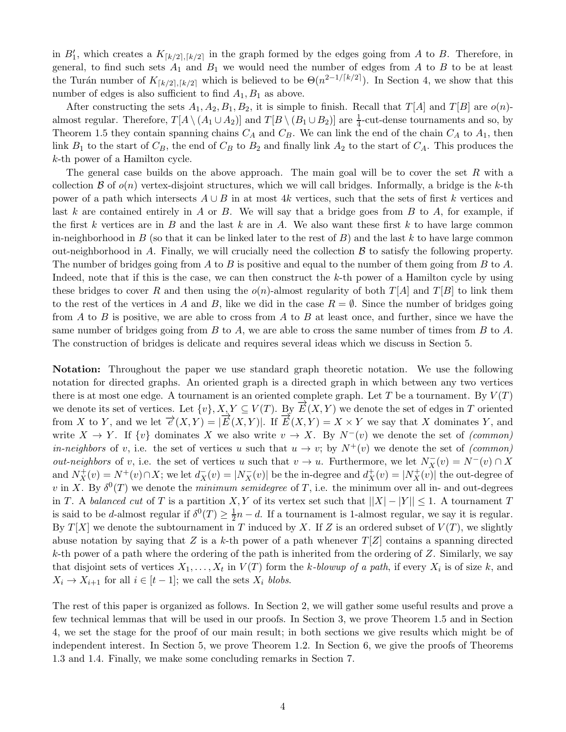in $B_1'$, which creates a $K_{\lceil k/2\rceil,\lceil k/2\rceil}$ in the graph formed by the edges going from $A$ to $B$. Therefore, in general, to find such sets $A_1$ and $B_1$ we would need the number of edges from $A$ to $B$ to be at least the Turán number of $K_{\lceil k/2\rceil,\lceil k/2\rceil}$ which is believed to be $\Theta(n^{2-1/\lceil k/2\rceil})$. In Section 4, we show that this number of edges is also sufficient to find $A_1, B_1$ as above.

After constructing the sets $A_1, A_2, B_1, B_2$, it is simple to finish. Recall that $T[A]$ and $T[B]$ are $o(n)$-almost regular. Therefore, $T[A \setminus (A_1 \cup A_2)]$ and $T[B \setminus (B_1 \cup B_2)]$ are $\frac{1}{4}$-cut-dense tournaments and so, by Theorem 1.5 they contain spanning chains $C_A$ and $C_B$. We can link the end of the chain $C_A$ to $A_1$, then link $B_1$ to the start of $C_B$, the end of $C_B$ to $B_2$ and finally link $A_2$ to the start of $C_A$. This produces the $k$-th power of a Hamilton cycle.

The general case builds on the above approach. The main goal will be to cover the set $R$ with a collection $\mathcal{B}$ of $o(n)$ vertex-disjoint structures, which we will call bridges. Informally, a bridge is the $k$-th power of a path which intersects $A \cup B$ in at most $4k$ vertices, such that the sets of first $k$ vertices and last $k$ are contained entirely in $A$ or $B$. We will say that a bridge goes from $B$ to $A$, for example, if the first $k$ vertices are in $B$ and the last $k$ are in $A$. We also want these first $k$ to have large common in-neighborhood in $B$ (so that it can be linked later to the rest of $B$) and the last $k$ to have large common out-neighborhood in $A$. Finally, we will crucially need the collection $\mathcal{B}$ to satisfy the following property. The number of bridges going from $A$ to $B$ is positive and equal to the number of them going from $B$ to $A$. Indeed, note that if this is the case, we can then construct the $k$-th power of a Hamilton cycle by using these bridges to cover $R$ and then using the $o(n)$-almost regularity of both $T[A]$ and $T[B]$ to link them to the rest of the vertices in $A$ and $B$, like we did in the case $R = \emptyset$. Since the number of bridges going from $A$ to $B$ is positive, we are able to cross from $A$ to $B$ at least once, and further, since we have the same number of bridges going from $B$ to $A$, we are able to cross the same number of times from $B$ to $A$. The construction of bridges is delicate and requires several ideas which we discuss in Section 5.

**Notation:** Throughout the paper we use standard graph theoretic notation. We use the following notation for directed graphs. An oriented graph is a directed graph in which between any two vertices there is at most one edge. A tournament is an oriented complete graph. Let $T$ be a tournament. By $V(T)$ we denote its set of vertices. Let $\{v\}, X, Y \subseteq V(T)$. By $\overrightarrow{E}(X,Y)$ we denote the set of edges in $T$ oriented from $X$ to $Y$, and we let $\overrightarrow{e}(X,Y) = |\overrightarrow{E}(X,Y)|$. If $\overrightarrow{E}(X,Y) = X \times Y$ we say that $X$ dominates $Y$, and write $X \to Y$. If $\{v\}$ dominates $X$ we also write $v \to X$. By $N^-(v)$ we denote the set of *(common) in-neighbors* of $v$, i.e. the set of vertices $u$ such that $u \to v$; by $N^+(v)$ we denote the set of *(common) out-neighbors* of $v$, i.e. the set of vertices $u$ such that $v \to u$. Furthermore, we let $N^-_X(v) = N^-(v) \cap X$ and $N^+_X(v) = N^+(v) \cap X$; we let $d^-_X(v) = |N^-_X(v)|$ be the in-degree and $d^+_X(v) = |N^+_X(v)|$ the out-degree of $v$ in $X$. By $\delta^0(T)$ we denote the *minimum semidegree* of $T$, i.e. the minimum over all in- and out-degrees in $T$. A *balanced cut* of $T$ is a partition $X, Y$ of its vertex set such that $||X| - |Y|| \leq 1$. A tournament $T$ is said to be $d$-almost regular if $\delta^0(T) \geq \frac{1}{2}n - d$. If a tournament is 1-almost regular, we say it is regular. By $T[X]$ we denote the subtournament in $T$ induced by $X$. If $Z$ is an ordered subset of $V(T)$, we slightly abuse notation by saying that $Z$ is a $k$-th power of a path whenever $T[Z]$ contains a spanning directed $k$-th power of a path where the ordering of the path is inherited from the ordering of $Z$. Similarly, we say that disjoint sets of vertices $X_1, \dots, X_t$ in $V(T)$ form the *$k$-blowup of a path*, if every $X_i$ is of size $k$, and $X_i \to X_{i+1}$ for all $i \in [t-1]$; we call the sets $X_i$ *blobs*.

The rest of this paper is organized as follows. In Section 2, we will gather some useful results and prove a few technical lemmas that will be used in our proofs. In Section 3, we prove Theorem 1.5 and in Section 4, we set the stage for the proof of our main result; in both sections we give results which might be of independent interest. In Section 5, we prove Theorem 1.2. In Section 6, we give the proofs of Theorems 1.3 and 1.4. Finally, we make some concluding remarks in Section 7.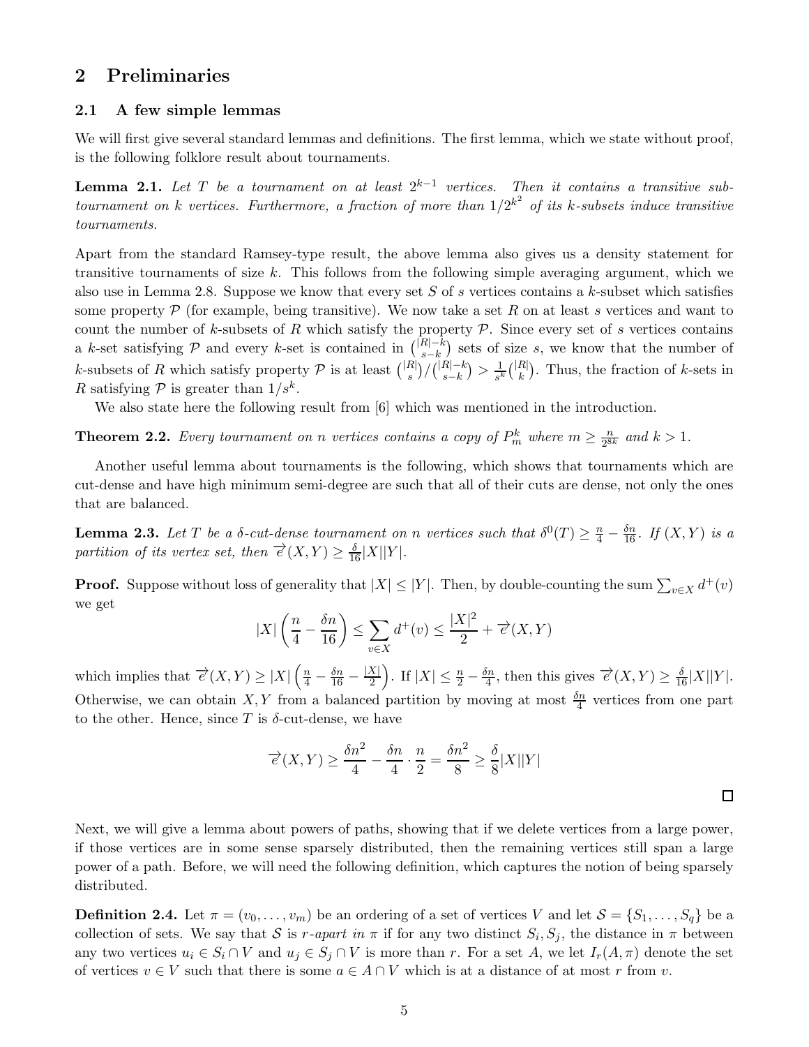## 2 Preliminaries

### 2.1 A few simple lemmas

We will first give several standard lemmas and definitions. The first lemma, which we state without proof, is the following folklore result about tournaments.

**Lemma 2.1.** *Let $T$ be a tournament on at least $2^{k-1}$ vertices. Then it contains a transitive subtournament on $k$ vertices. Furthermore, a fraction of more than $1/2^{k^2}$ of its $k$-subsets induce transitive tournaments.*

Apart from the standard Ramsey-type result, the above lemma also gives us a density statement for transitive tournaments of size $k$. This follows from the following simple averaging argument, which we also use in Lemma 2.8. Suppose we know that every set $S$ of $s$ vertices contains a $k$-subset which satisfies some property $\mathcal{P}$ (for example, being transitive). We now take a set $R$ on at least $s$ vertices and want to count the number of $k$-subsets of $R$ which satisfy the property $\mathcal{P}$. Since every set of $s$ vertices contains a $k$-set satisfying $\mathcal{P}$ and every $k$-set is contained in $\binom{|R|-k}{s-k}$ sets of size $s$, we know that the number of $k$-subsets of $R$ which satisfy property $\mathcal{P}$ is at least $\binom{|R|}{s}/\binom{|R|-k}{s-k} > \frac{1}{s^k}\binom{|R|}{k}$. Thus, the fraction of $k$-sets in $R$ satisfying $\mathcal{P}$ is greater than $1/s^k$.

We also state here the following result from [6] which was mentioned in the introduction.

**Theorem 2.2.** *Every tournament on $n$ vertices contains a copy of $P_m^k$ where $m \geq \frac{n}{2^{8k}}$ and $k > 1$.*

Another useful lemma about tournaments is the following, which shows that tournaments which are cut-dense and have high minimum semi-degree are such that all of their cuts are dense, not only the ones that are balanced.

**Lemma 2.3.** *Let $T$ be a $\delta$-cut-dense tournament on $n$ vertices such that $\delta^0(T) \geq \frac{n}{4} - \frac{\delta n}{16}$. If $(X, Y)$ is a partition of its vertex set, then $\overrightarrow{e}(X, Y) \geq \frac{\delta}{16}|X||Y|$.*

**Proof.** Suppose without loss of generality that $|X| \leq |Y|$. Then, by double-counting the sum $\sum_{v \in X} d^+(v)$ we get

$$|X|\left(\frac{n}{4} - \frac{\delta n}{16}\right) \leq \sum_{v \in X} d^+(v) \leq \frac{|X|^2}{2} + \overrightarrow{e}(X, Y)$$

which implies that $\overrightarrow{e}(X, Y) \geq |X|\left(\frac{n}{4} - \frac{\delta n}{16} - \frac{|X|}{2}\right)$. If $|X| \leq \frac{n}{2} - \frac{\delta n}{4}$, then this gives $\overrightarrow{e}(X, Y) \geq \frac{\delta}{16}|X||Y|$. Otherwise, we can obtain $X, Y$ from a balanced partition by moving at most $\frac{\delta n}{4}$ vertices from one part to the other. Hence, since $T$ is $\delta$-cut-dense, we have

$$\overrightarrow{e}(X, Y) \geq \frac{\delta n^2}{4} - \frac{\delta n}{4} \cdot \frac{n}{2} = \frac{\delta n^2}{8} \geq \frac{\delta}{8}|X||Y|$$

$\square$

Next, we will give a lemma about powers of paths, showing that if we delete vertices from a large power, if those vertices are in some sense sparsely distributed, then the remaining vertices still span a large power of a path. Before, we will need the following definition, which captures the notion of being sparsely distributed.

**Definition 2.4.** Let $\pi = (v_0, \dots, v_m)$ be an ordering of a set of vertices $V$ and let $\mathcal{S} = \{S_1, \dots, S_q\}$ be a collection of sets. We say that $\mathcal{S}$ is *$r$-apart in $\pi$* if for any two distinct $S_i, S_j$, the distance in $\pi$ between any two vertices $u_i \in S_i \cap V$ and $u_j \in S_j \cap V$ is more than $r$. For a set $A$, we let $I_r(A, \pi)$ denote the set of vertices $v \in V$ such that there is some $a \in A \cap V$ which is at a distance of at most $r$ from $v$.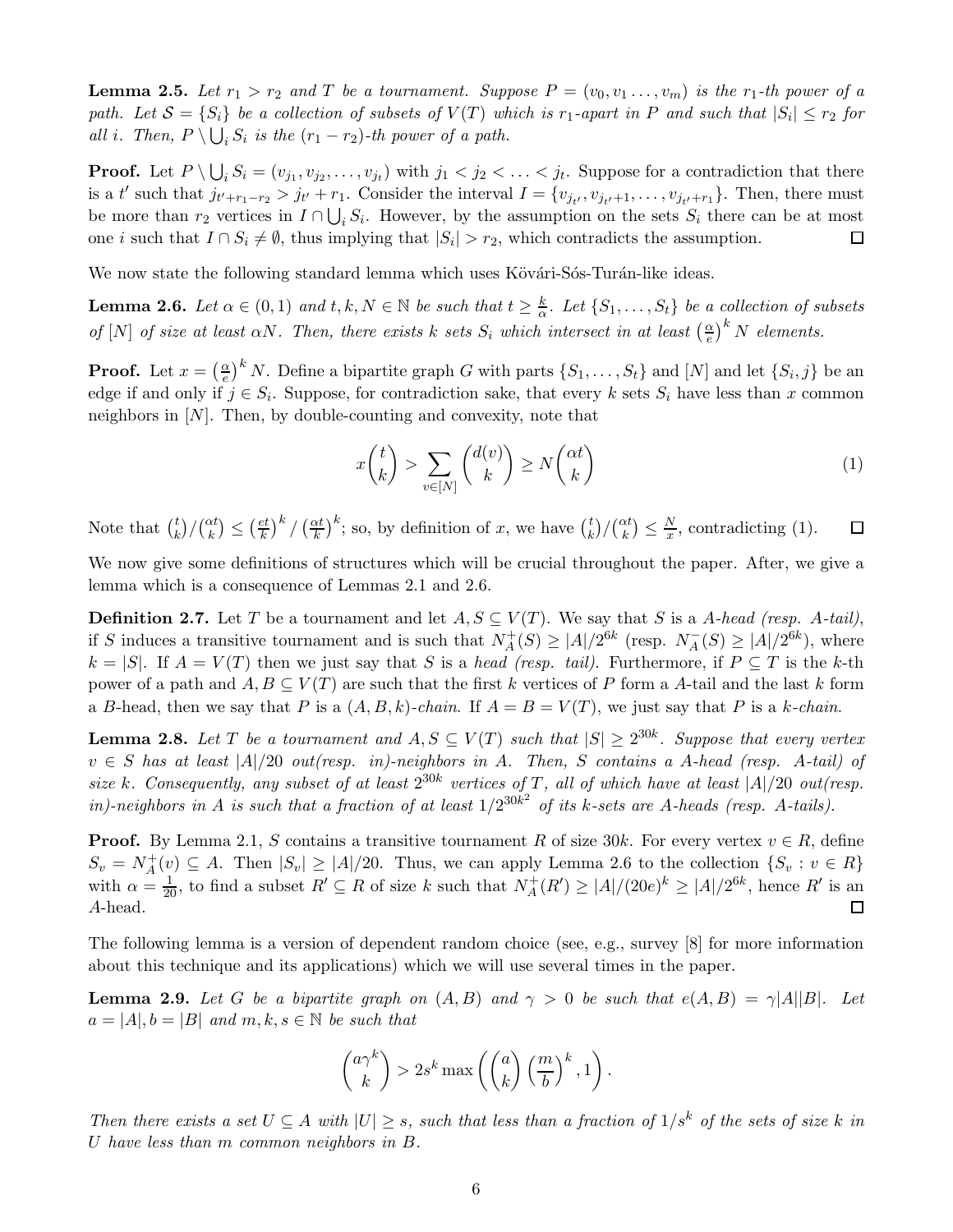**Lemma 2.5.** *Let $r_1 > r_2$ and $T$ be a tournament. Suppose $P = (v_0, v_1 \ldots, v_m)$ is the $r_1$-th power of a path. Let $\mathcal{S} = \{S_i\}$ be a collection of subsets of $V(T)$ which is $r_1$-apart in $P$ and such that $|S_i| \le r_2$ for all $i$. Then, $P \setminus \bigcup_i S_i$ is the $(r_1 - r_2)$-th power of a path.*

**Proof.** Let $P \setminus \bigcup_i S_i = (v_{j_1}, v_{j_2}, \ldots, v_{j_t})$ with $j_1 < j_2 < \ldots < j_t$. Suppose for a contradiction that there is a $t'$ such that $j_{t'+r_1-r_2} > j_{t'} + r_1$. Consider the interval $I = \{v_{j_{t'}}, v_{j_{t'}+1}, \ldots, v_{j_{t'}+r_1}\}$. Then, there must be more than $r_2$ vertices in $I \cap \bigcup_i S_i$. However, by the assumption on the sets $S_i$ there can be at most one $i$ such that $I \cap S_i \neq \emptyset$, thus implying that $|S_i| > r_2$, which contradicts the assumption. $\square$

We now state the following standard lemma which uses Kövári-Sós-Turán-like ideas.

**Lemma 2.6.** *Let $\alpha \in (0, 1)$ and $t, k, N \in \mathbb{N}$ be such that $t \ge \frac{k}{\alpha}$. Let $\{S_1, \ldots, S_t\}$ be a collection of subsets of $[N]$ of size at least $\alpha N$. Then, there exists $k$ sets $S_i$ which intersect in at least $\left(\frac{\alpha}{e}\right)^k N$ elements.*

**Proof.** Let $x = \left(\frac{\alpha}{e}\right)^k N$. Define a bipartite graph $G$ with parts $\{S_1, \ldots, S_t\}$ and $[N]$ and let $\{S_i, j\}$ be an edge if and only if $j \in S_i$. Suppose, for contradiction sake, that every $k$ sets $S_i$ have less than $x$ common neighbors in $[N]$. Then, by double-counting and convexity, note that

$$x\binom{t}{k} > \sum_{v \in [N]} \binom{d(v)}{k} \ge N\binom{\alpha t}{k} \tag{1}$$

Note that $\binom{t}{k}/\binom{\alpha t}{k} \le \left(\frac{et}{k}\right)^k / \left(\frac{\alpha t}{k}\right)^k$; so, by definition of $x$, we have $\binom{t}{k}/\binom{\alpha t}{k} \le \frac{N}{x}$, contradicting (1). $\square$

We now give some definitions of structures which will be crucial throughout the paper. After, we give a lemma which is a consequence of Lemmas 2.1 and 2.6.

**Definition 2.7.** Let $T$ be a tournament and let $A, S \subseteq V(T)$. We say that $S$ is a *$A$-head (resp. $A$-tail)*, if $S$ induces a transitive tournament and is such that $N^+_A(S) \ge |A|/2^{6k}$ (resp. $N^-_A(S) \ge |A|/2^{6k}$), where $k = |S|$. If $A = V(T)$ then we just say that $S$ is a *head (resp. tail)*. Furthermore, if $P \subseteq T$ is the $k$-th power of a path and $A, B \subseteq V(T)$ are such that the first $k$ vertices of $P$ form a $A$-tail and the last $k$ form a $B$-head, then we say that $P$ is a *$(A, B, k)$-chain*. If $A = B = V(T)$, we just say that $P$ is a *$k$-chain*.

**Lemma 2.8.** *Let $T$ be a tournament and $A, S \subseteq V(T)$ such that $|S| \ge 2^{30k}$. Suppose that every vertex $v \in S$ has at least $|A|/20$ out(resp. in)-neighbors in $A$. Then, $S$ contains a $A$-head (resp. $A$-tail) of size $k$. Consequently, any subset of at least $2^{30k}$ vertices of $T$, all of which have at least $|A|/20$ out(resp. in)-neighbors in $A$ is such that a fraction of at least $1/2^{30k^2}$ of its $k$-sets are $A$-heads (resp. $A$-tails).*

**Proof.** By Lemma 2.1, $S$ contains a transitive tournament $R$ of size $30k$. For every vertex $v \in R$, define $S_v = N^+_A(v) \subseteq A$. Then $|S_v| \ge |A|/20$. Thus, we can apply Lemma 2.6 to the collection $\{S_v : v \in R\}$ with $\alpha = \frac{1}{20}$, to find a subset $R' \subseteq R$ of size $k$ such that $N^+_A(R') \ge |A|/(20e)^k \ge |A|/2^{6k}$, hence $R'$ is an $A$-head. $\square$

The following lemma is a version of dependent random choice (see, e.g., survey [8] for more information about this technique and its applications) which we will use several times in the paper.

**Lemma 2.9.** *Let $G$ be a bipartite graph on $(A, B)$ and $\gamma > 0$ be such that $e(A, B) = \gamma|A||B|$. Let $a = |A|, b = |B|$ and $m, k, s \in \mathbb{N}$ be such that*

$$\binom{a\gamma^k}{k} > 2s^k \max\left(\binom{a}{k}\left(\frac{m}{b}\right)^k, 1\right).$$

*Then there exists a set $U \subseteq A$ with $|U| \ge s$, such that less than a fraction of $1/s^k$ of the sets of size $k$ in $U$ have less than $m$ common neighbors in $B$.*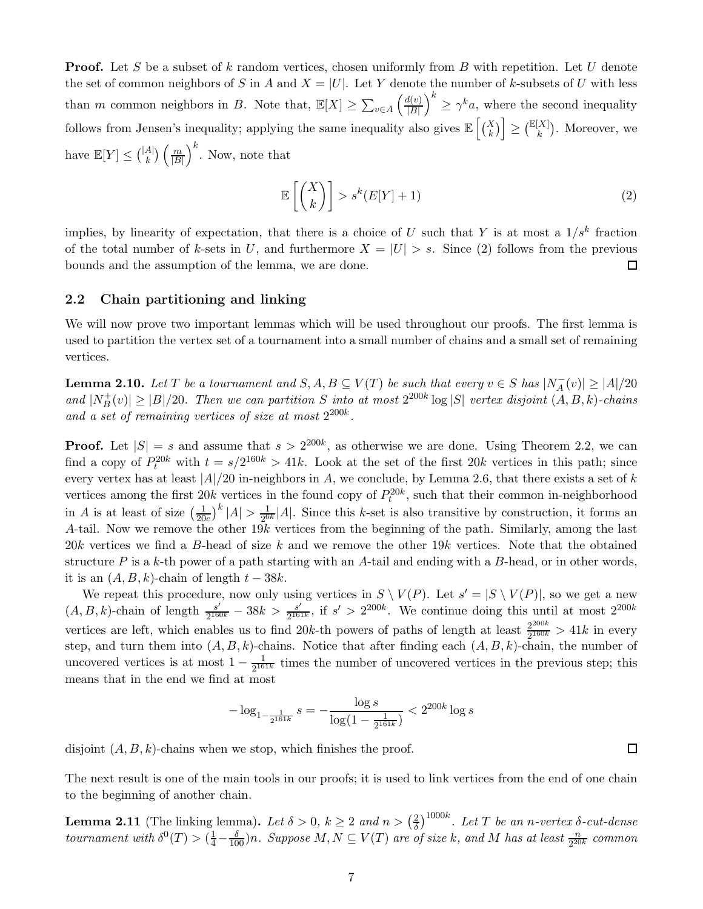**Proof.** Let $S$ be a subset of $k$ random vertices, chosen uniformly from $B$ with repetition. Let $U$ denote the set of common neighbors of $S$ in $A$ and $X = |U|$. Let $Y$ denote the number of $k$-subsets of $U$ with less than $m$ common neighbors in $B$. Note that, $\mathbb{E}[X] \geq \sum_{v \in A} \left(\frac{d(v)}{|B|}\right)^k \geq \gamma^k a$, where the second inequality follows from Jensen's inequality; applying the same inequality also gives $\mathbb{E}\left[\binom{X}{k}\right] \geq \binom{\mathbb{E}[X]}{k}$. Moreover, we have $\mathbb{E}[Y] \leq \binom{|A|}{k}\left(\frac{m}{|B|}\right)^k$. Now, note that

$$\mathbb{E}\left[\binom{X}{k}\right] > s^k(E[Y] + 1) \tag{2}$$

implies, by linearity of expectation, that there is a choice of $U$ such that $Y$ is at most a $1/s^k$ fraction of the total number of $k$-sets in $U$, and furthermore $X = |U| > s$. Since (2) follows from the previous bounds and the assumption of the lemma, we are done. $\square$

## 2.2 Chain partitioning and linking

We will now prove two important lemmas which will be used throughout our proofs. The first lemma is used to partition the vertex set of a tournament into a small number of chains and a small set of remaining vertices.

**Lemma 2.10.** *Let $T$ be a tournament and $S, A, B \subseteq V(T)$ be such that every $v \in S$ has $|N_A^-(v)| \geq |A|/20$ and $|N_B^+(v)| \geq |B|/20$. Then we can partition $S$ into at most $2^{200k} \log |S|$ vertex disjoint $(A, B, k)$-chains and a set of remaining vertices of size at most $2^{200k}$.*

**Proof.** Let $|S| = s$ and assume that $s > 2^{200k}$, as otherwise we are done. Using Theorem 2.2, we can find a copy of $P_t^{20k}$ with $t = s/2^{160k} > 41k$. Look at the set of the first $20k$ vertices in this path; since every vertex has at least $|A|/20$ in-neighbors in $A$, we conclude, by Lemma 2.6, that there exists a set of $k$ vertices among the first $20k$ vertices in the found copy of $P_t^{20k}$, such that their common in-neighborhood in $A$ is at least of size $\left(\frac{1}{20e}\right)^k |A| > \frac{1}{2^{6k}}|A|$. Since this $k$-set is also transitive by construction, it forms an $A$-tail. Now we remove the other $19k$ vertices from the beginning of the path. Similarly, among the last $20k$ vertices we find a $B$-head of size $k$ and we remove the other $19k$ vertices. Note that the obtained structure $P$ is a $k$-th power of a path starting with an $A$-tail and ending with a $B$-head, or in other words, it is an $(A, B, k)$-chain of length $t - 38k$.

We repeat this procedure, now only using vertices in $S \setminus V(P)$. Let $s' = |S \setminus V(P)|$, so we get a new $(A, B, k)$-chain of length $\frac{s'}{2^{160k}} - 38k > \frac{s'}{2^{161k}}$, if $s' > 2^{200k}$. We continue doing this until at most $2^{200k}$ vertices are left, which enables us to find $20k$-th powers of paths of length at least $\frac{2^{200k}}{2^{160k}} > 41k$ in every step, and turn them into $(A, B, k)$-chains. Notice that after finding each $(A, B, k)$-chain, the number of uncovered vertices is at most $1 - \frac{1}{2^{161k}}$ times the number of uncovered vertices in the previous step; this means that in the end we find at most

$$-\log_{1-\frac{1}{2^{161k}}} s = -\frac{\log s}{\log(1 - \frac{1}{2^{161k}})} < 2^{200k} \log s$$

disjoint $(A, B, k)$-chains when we stop, which finishes the proof. $\square$

The next result is one of the main tools in our proofs; it is used to link vertices from the end of one chain to the beginning of another chain.

**Lemma 2.11** (The linking lemma)**.** *Let $\delta > 0$, $k \geq 2$ and $n > \left(\frac{2}{\delta}\right)^{1000k}$. Let $T$ be an $n$-vertex $\delta$-cut-dense tournament with $\delta^0(T) > (\frac{1}{4} - \frac{\delta}{100})n$. Suppose $M, N \subseteq V(T)$ are of size $k$, and $M$ has at least $\frac{n}{2^{20k}}$ common*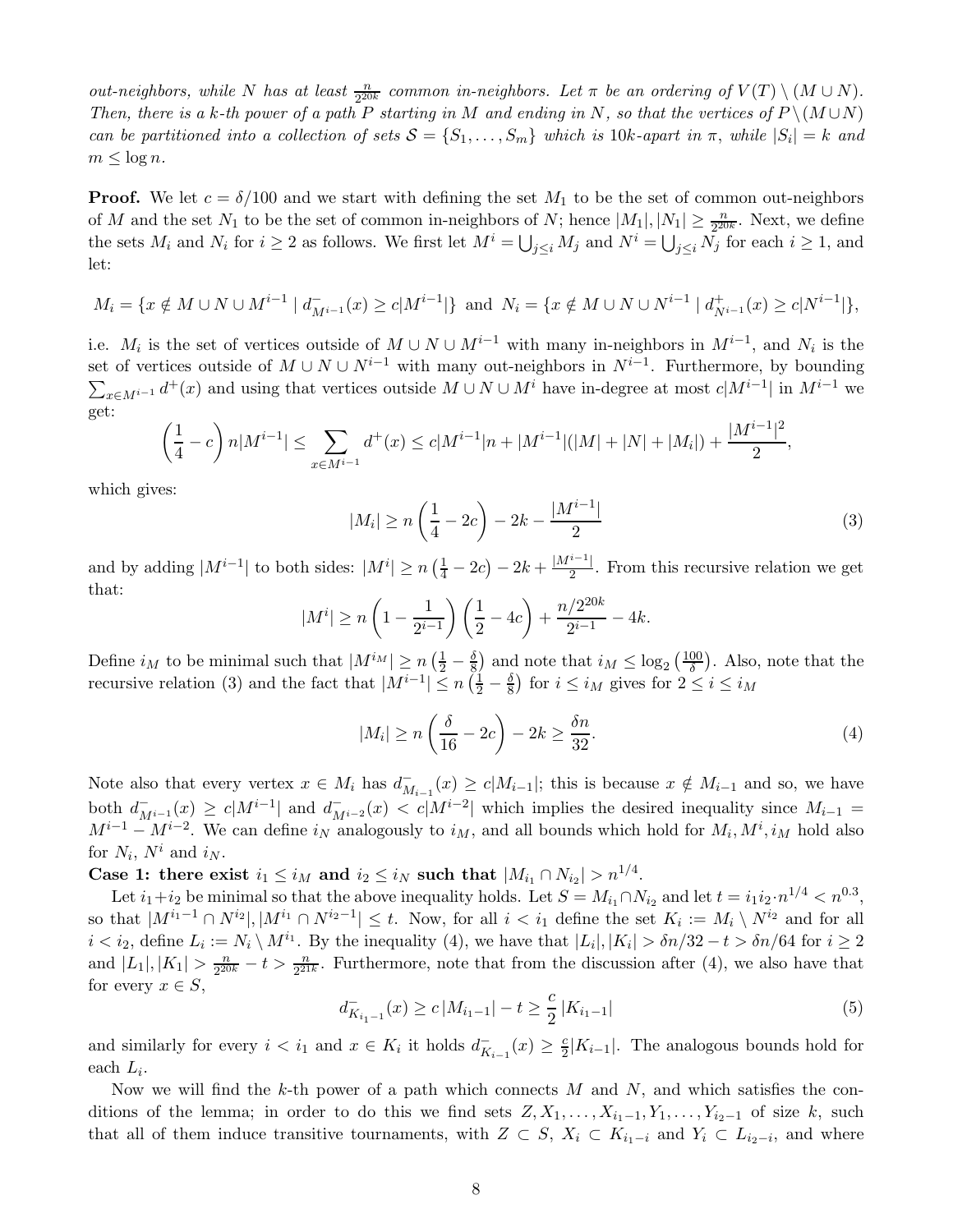*out-neighbors, while $N$ has at least $\frac{n}{2^{20k}}$ common in-neighbors. Let $\pi$ be an ordering of $V(T) \setminus (M \cup N)$. Then, there is a $k$-th power of a path $P$ starting in $M$ and ending in $N$, so that the vertices of $P \setminus (M \cup N)$ can be partitioned into a collection of sets $\mathcal{S} = \{S_1, \dots, S_m\}$ which is $10k$-apart in $\pi$, while $|S_i| = k$ and $m \leq \log n$.*

**Proof.** We let $c = \delta/100$ and we start with defining the set $M_1$ to be the set of common out-neighbors of $M$ and the set $N_1$ to be the set of common in-neighbors of $N$; hence $|M_1|, |N_1| \geq \frac{n}{2^{20k}}$. Next, we define the sets $M_i$ and $N_i$ for $i \geq 2$ as follows. We first let $M^i = \bigcup_{j \leq i} M_j$ and $N^i = \bigcup_{j \leq i} N_j$ for each $i \geq 1$, and let:

$$M_i = \{x \notin M \cup N \cup M^{i-1} \mid d^-_{M^{i-1}}(x) \geq c|M^{i-1}|\} \text{ and } N_i = \{x \notin M \cup N \cup N^{i-1} \mid d^+_{N^{i-1}}(x) \geq c|N^{i-1}|\},$$

i.e. $M_i$ is the set of vertices outside of $M \cup N \cup M^{i-1}$ with many in-neighbors in $M^{i-1}$, and $N_i$ is the set of vertices outside of $M \cup N \cup N^{i-1}$ with many out-neighbors in $N^{i-1}$. Furthermore, by bounding $\sum_{x \in M^{i-1}} d^+(x)$ and using that vertices outside $M \cup N \cup M^i$ have in-degree at most $c|M^{i-1}|$ in $M^{i-1}$ we get:

$$\left(\frac{1}{4} - c\right) n|M^{i-1}| \leq \sum_{x \in M^{i-1}} d^+(x) \leq c|M^{i-1}|n + |M^{i-1}|(|M| + |N| + |M_i|) + \frac{|M^{i-1}|^2}{2},$$

which gives:

$$|M_i| \geq n\left(\frac{1}{4} - 2c\right) - 2k - \frac{|M^{i-1}|}{2} \tag{3}$$

and by adding $|M^{i-1}|$ to both sides: $|M^i| \geq n\left(\frac{1}{4} - 2c\right) - 2k + \frac{|M^{i-1}|}{2}$. From this recursive relation we get that:

$$|M^i| \geq n\left(1 - \frac{1}{2^{i-1}}\right)\left(\frac{1}{2} - 4c\right) + \frac{n/2^{20k}}{2^{i-1}} - 4k.$$

Define $i_M$ to be minimal such that $|M^{i_M}| \geq n\left(\frac{1}{2} - \frac{\delta}{8}\right)$ and note that $i_M \leq \log_2\left(\frac{100}{\delta}\right)$. Also, note that the recursive relation (3) and the fact that $|M^{i-1}| \leq n\left(\frac{1}{2} - \frac{\delta}{8}\right)$ for $i \leq i_M$ gives for $2 \leq i \leq i_M$

$$|M_i| \geq n\left(\frac{\delta}{16} - 2c\right) - 2k \geq \frac{\delta n}{32}. \tag{4}$$

Note also that every vertex $x \in M_i$ has $d^-_{M_{i-1}}(x) \geq c|M_{i-1}|$; this is because $x \notin M_{i-1}$ and so, we have both $d^-_{M^{i-1}}(x) \geq c|M^{i-1}|$ and $d^-_{M^{i-2}}(x) < c|M^{i-2}|$ which implies the desired inequality since $M_{i-1} = M^{i-1} - M^{i-2}$. We can define $i_N$ analogously to $i_M$, and all bounds which hold for $M_i, M^i, i_M$ hold also for $N_i$, $N^i$ and $i_N$.

**Case 1: there exist $i_1 \leq i_M$ and $i_2 \leq i_N$ such that $|M_{i_1} \cap N_{i_2}| > n^{1/4}$.**

Let $i_1 + i_2$ be minimal so that the above inequality holds. Let $S = M_{i_1} \cap N_{i_2}$ and let $t = i_1 i_2 \cdot n^{1/4} < n^{0.3}$, so that $|M^{i_1-1} \cap N^{i_2}|, |M^{i_1} \cap N^{i_2-1}| \leq t$. Now, for all $i < i_1$ define the set $K_i := M_i \setminus N^{i_2}$ and for all $i < i_2$, define $L_i := N_i \setminus M^{i_1}$. By the inequality (4), we have that $|L_i|, |K_i| > \delta n/32 - t > \delta n/64$ for $i \geq 2$ and $|L_1|, |K_1| > \frac{n}{2^{20k}} - t > \frac{n}{2^{21k}}$. Furthermore, note that from the discussion after (4), we also have that for every $x \in S$,

$$d^-_{K_{i_1-1}}(x) \geq c\,|M_{i_1-1}| - t \geq \frac{c}{2}\,|K_{i_1-1}| \tag{5}$$

and similarly for every $i < i_1$ and $x \in K_i$ it holds $d^-_{K_{i-1}}(x) \geq \frac{c}{2}|K_{i-1}|$. The analogous bounds hold for each $L_i$.

Now we will find the $k$-th power of a path which connects $M$ and $N$, and which satisfies the conditions of the lemma; in order to do this we find sets $Z, X_1, \dots, X_{i_1-1}, Y_1, \dots, Y_{i_2-1}$ of size $k$, such that all of them induce transitive tournaments, with $Z \subset S$, $X_i \subset K_{i_1-i}$ and $Y_i \subset L_{i_2-i}$, and where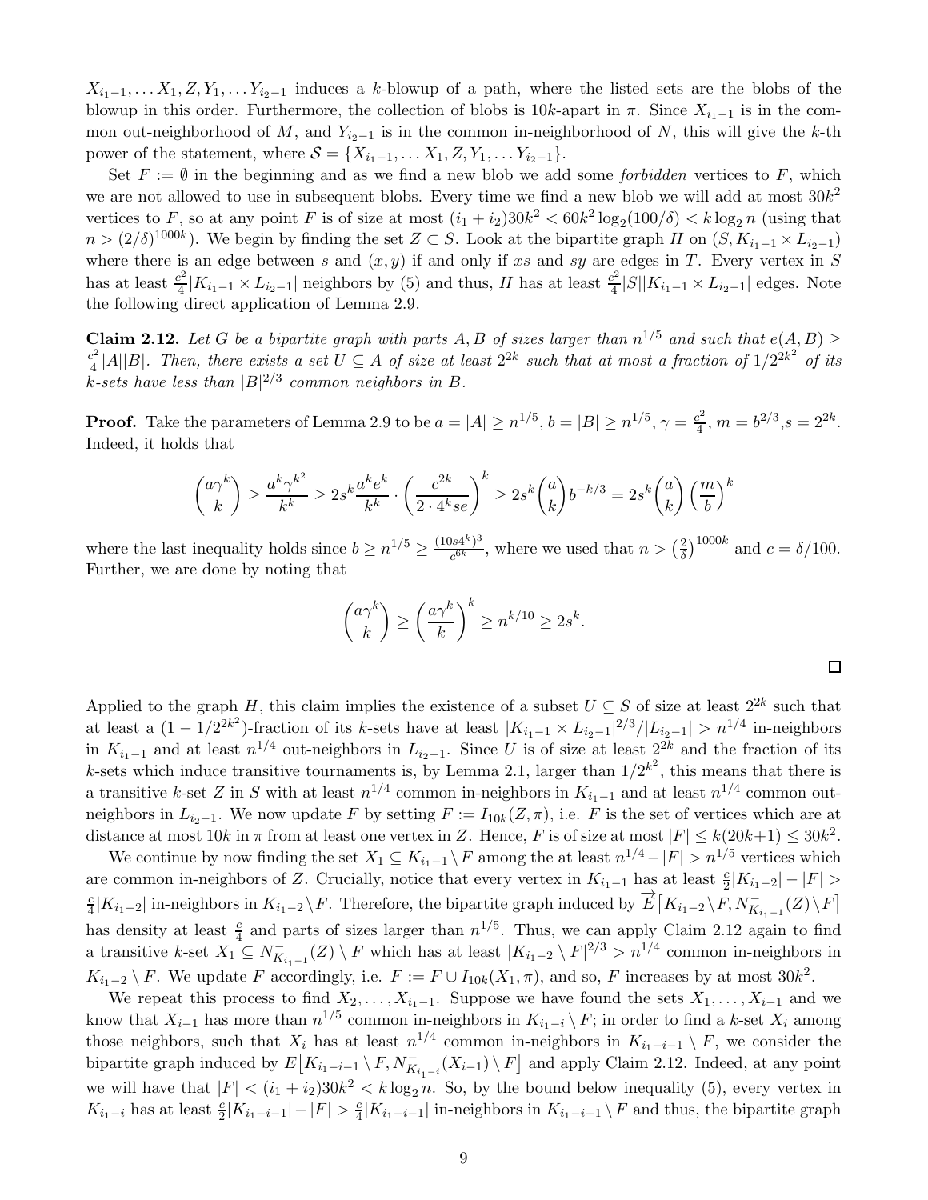$X_{i_1-1}, \ldots X_1, Z, Y_1, \ldots Y_{i_2-1}$ induces a $k$-blowup of a path, where the listed sets are the blobs of the blowup in this order. Furthermore, the collection of blobs is $10k$-apart in $\pi$. Since $X_{i_1-1}$ is in the common out-neighborhood of $M$, and $Y_{i_2-1}$ is in the common in-neighborhood of $N$, this will give the $k$-th power of the statement, where $\mathcal{S} = \{X_{i_1-1}, \ldots X_1, Z, Y_1, \ldots Y_{i_2-1}\}$.

Set $F := \emptyset$ in the beginning and as we find a new blob we add some *forbidden* vertices to $F$, which we are not allowed to use in subsequent blobs. Every time we find a new blob we will add at most $30k^2$ vertices to $F$, so at any point $F$ is of size at most $(i_1+i_2)30k^2 < 60k^2 \log_2(100/\delta) < k \log_2 n$ (using that $n > (2/\delta)^{1000k}$). We begin by finding the set $Z \subset S$. Look at the bipartite graph $H$ on $(S, K_{i_1-1} \times L_{i_2-1})$ where there is an edge between $s$ and $(x, y)$ if and only if $xs$ and $sy$ are edges in $T$. Every vertex in $S$ has at least $\frac{c^2}{4}|K_{i_1-1} \times L_{i_2-1}|$ neighbors by (5) and thus, $H$ has at least $\frac{c^2}{4}|S||K_{i_1-1} \times L_{i_2-1}|$ edges. Note the following direct application of Lemma 2.9.

**Claim 2.12.** *Let $G$ be a bipartite graph with parts $A, B$ of sizes larger than $n^{1/5}$ and such that $e(A,B) \geq \frac{c^2}{4}|A||B|$. Then, there exists a set $U \subseteq A$ of size at least $2^{2k}$ such that at most a fraction of $1/2^{2k^2}$ of its $k$-sets have less than $|B|^{2/3}$ common neighbors in $B$.*

**Proof.** Take the parameters of Lemma 2.9 to be $a = |A| \geq n^{1/5}$, $b = |B| \geq n^{1/5}$, $\gamma = \frac{c^2}{4}$, $m = b^{2/3}$, $s = 2^{2k}$. Indeed, it holds that

$$\binom{a\gamma^k}{k} \geq \frac{a^k \gamma^{k^2}}{k^k} \geq 2s^k \frac{a^k e^k}{k^k} \cdot \left(\frac{c^{2k}}{2 \cdot 4^k s e}\right)^k \geq 2s^k \binom{a}{k} b^{-k/3} = 2s^k \binom{a}{k}\left(\frac{m}{b}\right)^k$$

where the last inequality holds since $b \geq n^{1/5} \geq \frac{(10s4^k)^3}{c^{6k}}$, where we used that $n > \left(\frac{2}{\delta}\right)^{1000k}$ and $c = \delta/100$. Further, we are done by noting that

$$\binom{a\gamma^k}{k} \geq \left(\frac{a\gamma^k}{k}\right)^k \geq n^{k/10} \geq 2s^k.$$

$\square$

Applied to the graph $H$, this claim implies the existence of a subset $U \subseteq S$ of size at least $2^{2k}$ such that at least a $(1 - 1/2^{2k^2})$-fraction of its $k$-sets have at least $|K_{i_1-1} \times L_{i_2-1}|^{2/3}/|L_{i_2-1}| > n^{1/4}$ in-neighbors in $K_{i_1-1}$ and at least $n^{1/4}$ out-neighbors in $L_{i_2-1}$. Since $U$ is of size at least $2^{2k}$ and the fraction of its $k$-sets which induce transitive tournaments is, by Lemma 2.1, larger than $1/2^{k^2}$, this means that there is a transitive $k$-set $Z$ in $S$ with at least $n^{1/4}$ common in-neighbors in $K_{i_1-1}$ and at least $n^{1/4}$ common out-neighbors in $L_{i_2-1}$. We now update $F$ by setting $F := I_{10k}(Z, \pi)$, i.e. $F$ is the set of vertices which are at distance at most $10k$ in $\pi$ from at least one vertex in $Z$. Hence, $F$ is of size at most $|F| \leq k(20k+1) \leq 30k^2$.

We continue by now finding the set $X_1 \subseteq K_{i_1-1} \setminus F$ among the at least $n^{1/4} - |F| > n^{1/5}$ vertices which are common in-neighbors of $Z$. Crucially, notice that every vertex in $K_{i_1-1}$ has at least $\frac{c}{2}|K_{i_1-2}| - |F| > \frac{c}{4}|K_{i_1-2}|$ in-neighbors in $K_{i_1-2} \setminus F$. Therefore, the bipartite graph induced by $\overrightarrow{E}\big[K_{i_1-2} \setminus F, N^-_{K_{i_1-1}}(Z) \setminus F\big]$ has density at least $\frac{c}{4}$ and parts of sizes larger than $n^{1/5}$. Thus, we can apply Claim 2.12 again to find a transitive $k$-set $X_1 \subseteq N^-_{K_{i_1-1}}(Z) \setminus F$ which has at least $|K_{i_1-2} \setminus F|^{2/3} > n^{1/4}$ common in-neighbors in $K_{i_1-2} \setminus F$. We update $F$ accordingly, i.e. $F := F \cup I_{10k}(X_1, \pi)$, and so, $F$ increases by at most $30k^2$.

We repeat this process to find $X_2, \ldots, X_{i_1-1}$. Suppose we have found the sets $X_1, \ldots, X_{i-1}$ and we know that $X_{i-1}$ has more than $n^{1/5}$ common in-neighbors in $K_{i_1-i} \setminus F$; in order to find a $k$-set $X_i$ among those neighbors, such that $X_i$ has at least $n^{1/4}$ common in-neighbors in $K_{i_1-i-1} \setminus F$, we consider the bipartite graph induced by $E\big[K_{i_1-i-1} \setminus F, N^-_{K_{i_1-i}}(X_{i-1}) \setminus F\big]$ and apply Claim 2.12. Indeed, at any point we will have that $|F| < (i_1+i_2)30k^2 < k \log_2 n$. So, by the bound below inequality (5), every vertex in $K_{i_1-i}$ has at least $\frac{c}{2}|K_{i_1-i-1}| - |F| > \frac{c}{4}|K_{i_1-i-1}|$ in-neighbors in $K_{i_1-i-1} \setminus F$ and thus, the bipartite graph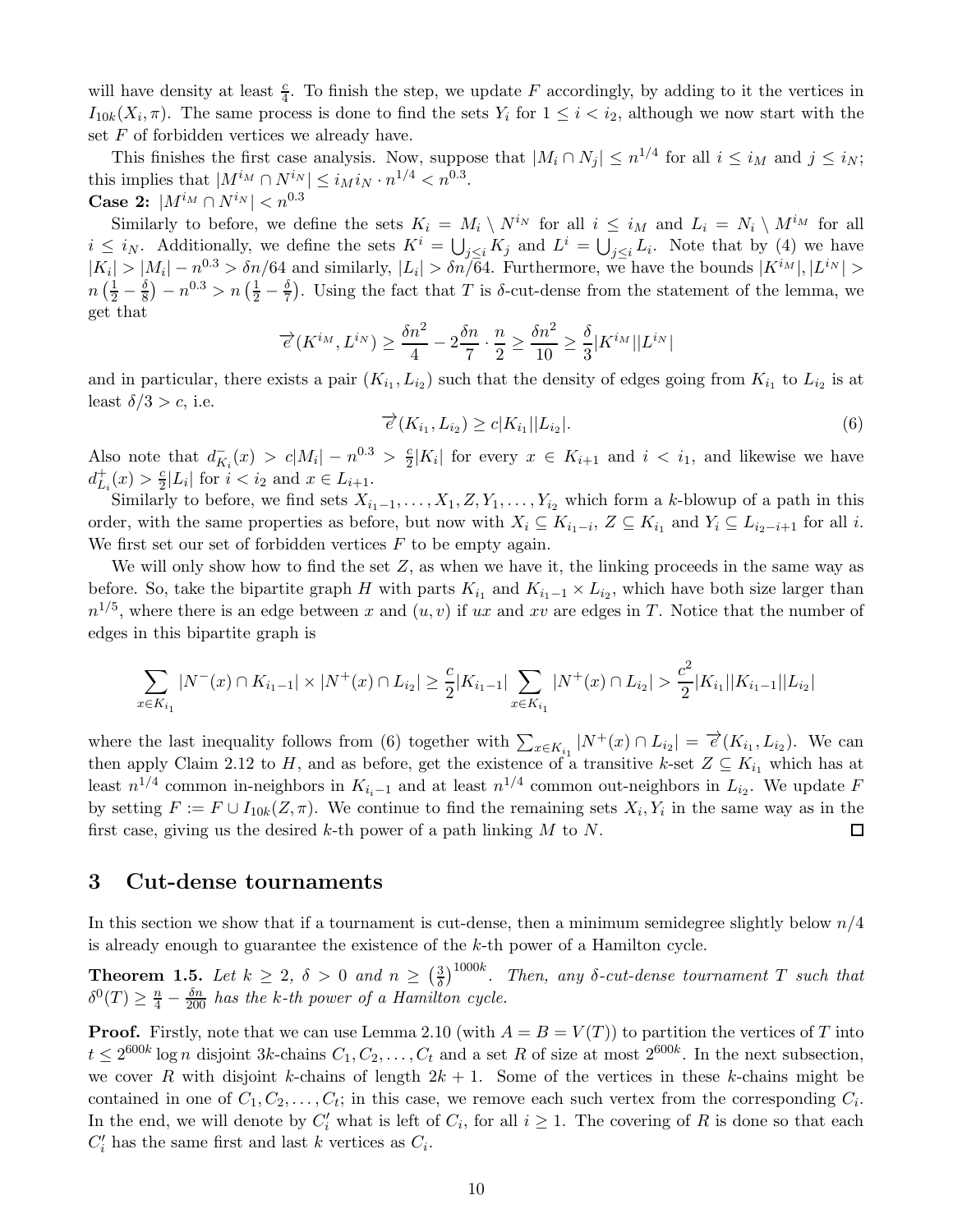will have density at least $\frac{c}{4}$. To finish the step, we update $F$ accordingly, by adding to it the vertices in $I_{10k}(X_i, \pi)$. The same process is done to find the sets $Y_i$ for $1 \le i < i_2$, although we now start with the set $F$ of forbidden vertices we already have.

This finishes the first case analysis. Now, suppose that $|M_i \cap N_j| \le n^{1/4}$ for all $i \le i_M$ and $j \le i_N$; this implies that $|M^{i_M} \cap N^{i_N}| \le i_M i_N \cdot n^{1/4} < n^{0.3}$.

**Case 2:** $|M^{i_M} \cap N^{i_N}| < n^{0.3}$

Similarly to before, we define the sets $K_i = M_i \setminus N^{i_N}$ for all $i \le i_M$ and $L_i = N_i \setminus M^{i_M}$ for all $i \le i_N$. Additionally, we define the sets $K^i = \bigcup_{j \le i} K_j$ and $L^i = \bigcup_{j \le i} L_i$. Note that by (4) we have $|K_i| > |M_i| - n^{0.3} > \delta n/64$ and similarly, $|L_i| > \delta n/64$. Furthermore, we have the bounds $|K^{i_M}|, |L^{i_N}| > n\left(\frac{1}{2} - \frac{\delta}{8}\right) - n^{0.3} > n\left(\frac{1}{2} - \frac{\delta}{7}\right)$. Using the fact that $T$ is $\delta$-cut-dense from the statement of the lemma, we get that

$$\overrightarrow{e}(K^{i_M}, L^{i_N}) \ge \frac{\delta n^2}{4} - 2\frac{\delta n}{7} \cdot \frac{n}{2} \ge \frac{\delta n^2}{10} \ge \frac{\delta}{3}|K^{i_M}||L^{i_N}|$$

and in particular, there exists a pair $(K_{i_1}, L_{i_2})$ such that the density of edges going from $K_{i_1}$ to $L_{i_2}$ is at least $\delta/3 > c$, i.e.

$$\overrightarrow{e}(K_{i_1}, L_{i_2}) \ge c|K_{i_1}||L_{i_2}|. \tag{6}$$

Also note that $d^-_{K_i}(x) > c|M_i| - n^{0.3} > \frac{c}{2}|K_i|$ for every $x \in K_{i+1}$ and $i < i_1$, and likewise we have $d^+_{L_i}(x) > \frac{c}{2}|L_i|$ for $i < i_2$ and $x \in L_{i+1}$.

Similarly to before, we find sets $X_{i_1-1}, \ldots, X_1, Z, Y_1, \ldots, Y_{i_2}$ which form a $k$-blowup of a path in this order, with the same properties as before, but now with $X_i \subseteq K_{i_1-i}$, $Z \subseteq K_{i_1}$ and $Y_i \subseteq L_{i_2-i+1}$ for all $i$. We first set our set of forbidden vertices $F$ to be empty again.

We will only show how to find the set $Z$, as when we have it, the linking proceeds in the same way as before. So, take the bipartite graph $H$ with parts $K_{i_1}$ and $K_{i_1-1} \times L_{i_2}$, which have both size larger than $n^{1/5}$, where there is an edge between $x$ and $(u, v)$ if $ux$ and $xv$ are edges in $T$. Notice that the number of edges in this bipartite graph is

$$\sum_{x \in K_{i_1}} |N^-(x) \cap K_{i_1-1}| \times |N^+(x) \cap L_{i_2}| \ge \frac{c}{2}|K_{i_1-1}| \sum_{x \in K_{i_1}} |N^+(x) \cap L_{i_2}| > \frac{c^2}{2}|K_{i_1}||K_{i_1-1}||L_{i_2}|$$

where the last inequality follows from (6) together with $\sum_{x \in K_{i_1}} |N^+(x) \cap L_{i_2}| = \overrightarrow{e}(K_{i_1}, L_{i_2})$. We can then apply Claim 2.12 to $H$, and as before, get the existence of a transitive $k$-set $Z \subseteq K_{i_1}$ which has at least $n^{1/4}$ common in-neighbors in $K_{i_1-1}$ and at least $n^{1/4}$ common out-neighbors in $L_{i_2}$. We update $F$ by setting $F := F \cup I_{10k}(Z, \pi)$. We continue to find the remaining sets $X_i, Y_i$ in the same way as in the first case, giving us the desired $k$-th power of a path linking $M$ to $N$. $\square$

## 3 Cut-dense tournaments

In this section we show that if a tournament is cut-dense, then a minimum semidegree slightly below $n/4$ is already enough to guarantee the existence of the $k$-th power of a Hamilton cycle.

**Theorem 1.5.** *Let $k \ge 2$, $\delta > 0$ and $n \ge \left(\frac{3}{\delta}\right)^{1000k}$. Then, any $\delta$-cut-dense tournament $T$ such that $\delta^0(T) \ge \frac{n}{4} - \frac{\delta n}{200}$ has the $k$-th power of a Hamilton cycle.*

**Proof.** Firstly, note that we can use Lemma 2.10 (with $A = B = V(T)$) to partition the vertices of $T$ into $t \le 2^{600k} \log n$ disjoint $3k$-chains $C_1, C_2, \ldots, C_t$ and a set $R$ of size at most $2^{600k}$. In the next subsection, we cover $R$ with disjoint $k$-chains of length $2k+1$. Some of the vertices in these $k$-chains might be contained in one of $C_1, C_2, \ldots, C_t$; in this case, we remove each such vertex from the corresponding $C_i$. In the end, we will denote by $C'_i$ what is left of $C_i$, for all $i \ge 1$. The covering of $R$ is done so that each $C'_i$ has the same first and last $k$ vertices as $C_i$.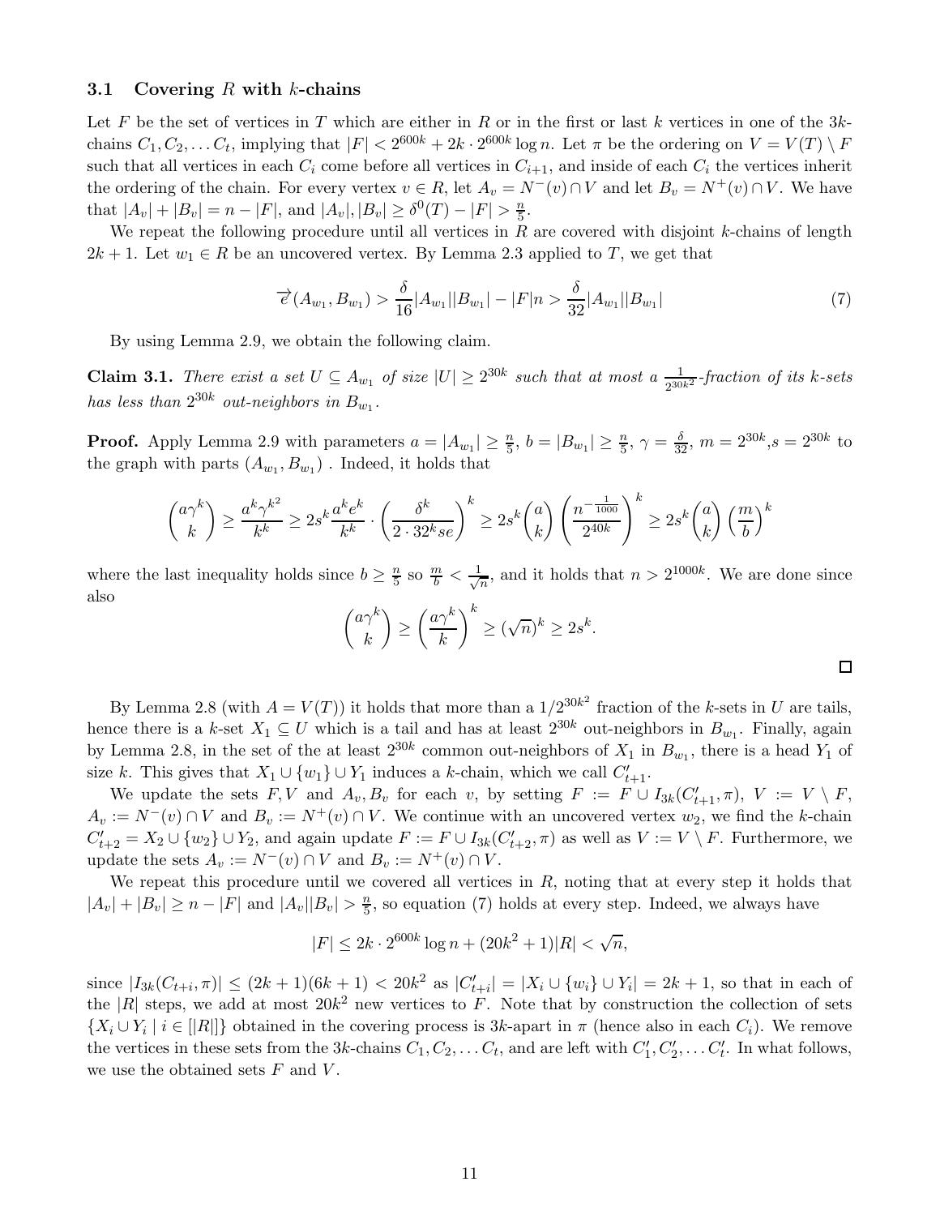### 3.1 Covering $R$ with $k$-chains

Let $F$ be the set of vertices in $T$ which are either in $R$ or in the first or last $k$ vertices in one of the $3k$-chains $C_1, C_2, \dots C_t$, implying that $|F| < 2^{600k} + 2k \cdot 2^{600k} \log n$. Let $\pi$ be the ordering on $V = V(T) \setminus F$ such that all vertices in each $C_i$ come before all vertices in $C_{i+1}$, and inside of each $C_i$ the vertices inherit the ordering of the chain. For every vertex $v \in R$, let $A_v = N^-(v) \cap V$ and let $B_v = N^+(v) \cap V$. We have that $|A_v| + |B_v| = n - |F|$, and $|A_v|, |B_v| \geq \delta^0(T) - |F| > \frac{n}{5}$.

We repeat the following procedure until all vertices in $R$ are covered with disjoint $k$-chains of length $2k+1$. Let $w_1 \in R$ be an uncovered vertex. By Lemma 2.3 applied to $T$, we get that

$$\overrightarrow{e}(A_{w_1}, B_{w_1}) > \frac{\delta}{16}|A_{w_1}||B_{w_1}| - |F|n > \frac{\delta}{32}|A_{w_1}||B_{w_1}| \tag{7}$$

By using Lemma 2.9, we obtain the following claim.

**Claim 3.1.** *There exist a set $U \subseteq A_{w_1}$ of size $|U| \geq 2^{30k}$ such that at most a $\frac{1}{2^{30k^2}}$-fraction of its $k$-sets has less than $2^{30k}$ out-neighbors in $B_{w_1}$.*

**Proof.** Apply Lemma 2.9 with parameters $a = |A_{w_1}| \geq \frac{n}{5}$, $b = |B_{w_1}| \geq \frac{n}{5}$, $\gamma = \frac{\delta}{32}$, $m = 2^{30k}$, $s = 2^{30k}$ to the graph with parts $(A_{w_1}, B_{w_1})$ . Indeed, it holds that

$$\binom{a\gamma^k}{k} \geq \frac{a^k \gamma^{k^2}}{k^k} \geq 2s^k \frac{a^k e^k}{k^k} \cdot \left(\frac{\delta^k}{2 \cdot 32^k se}\right)^k \geq 2s^k \binom{a}{k} \left(\frac{n^{-\frac{1}{1000}}}{2^{40k}}\right)^k \geq 2s^k \binom{a}{k} \left(\frac{m}{b}\right)^k$$

where the last inequality holds since $b \geq \frac{n}{5}$ so $\frac{m}{b} < \frac{1}{\sqrt{n}}$, and it holds that $n > 2^{1000k}$. We are done since also

$$\binom{a\gamma^k}{k} \geq \left(\frac{a\gamma^k}{k}\right)^k \geq (\sqrt{n})^k \geq 2s^k.$$

$\square$

By Lemma 2.8 (with $A = V(T)$) it holds that more than a $1/2^{30k^2}$ fraction of the $k$-sets in $U$ are tails, hence there is a $k$-set $X_1 \subseteq U$ which is a tail and has at least $2^{30k}$ out-neighbors in $B_{w_1}$. Finally, again by Lemma 2.8, in the set of the at least $2^{30k}$ common out-neighbors of $X_1$ in $B_{w_1}$, there is a head $Y_1$ of size $k$. This gives that $X_1 \cup \{w_1\} \cup Y_1$ induces a $k$-chain, which we call $C'_{t+1}$.

We update the sets $F, V$ and $A_v, B_v$ for each $v$, by setting $F := F \cup I_{3k}(C'_{t+1}, \pi)$, $V := V \setminus F$, $A_v := N^-(v) \cap V$ and $B_v := N^+(v) \cap V$. We continue with an uncovered vertex $w_2$, we find the $k$-chain $C'_{t+2} = X_2 \cup \{w_2\} \cup Y_2$, and again update $F := F \cup I_{3k}(C'_{t+2}, \pi)$ as well as $V := V \setminus F$. Furthermore, we update the sets $A_v := N^-(v) \cap V$ and $B_v := N^+(v) \cap V$.

We repeat this procedure until we covered all vertices in $R$, noting that at every step it holds that $|A_v| + |B_v| \geq n - |F|$ and $|A_v||B_v| > \frac{n}{5}$, so equation (7) holds at every step. Indeed, we always have

$$|F| \leq 2k \cdot 2^{600k} \log n + (20k^2 + 1)|R| < \sqrt{n},$$

since $|I_{3k}(C_{t+i}, \pi)| \leq (2k+1)(6k+1) < 20k^2$ as $|C'_{t+i}| = |X_i \cup \{w_i\} \cup Y_i| = 2k+1$, so that in each of the $|R|$ steps, we add at most $20k^2$ new vertices to $F$. Note that by construction the collection of sets $\{X_i \cup Y_i \mid i \in [|R|]\}$ obtained in the covering process is $3k$-apart in $\pi$ (hence also in each $C_i$). We remove the vertices in these sets from the $3k$-chains $C_1, C_2, \dots C_t$, and are left with $C'_1, C'_2, \dots C'_t$. In what follows, we use the obtained sets $F$ and $V$.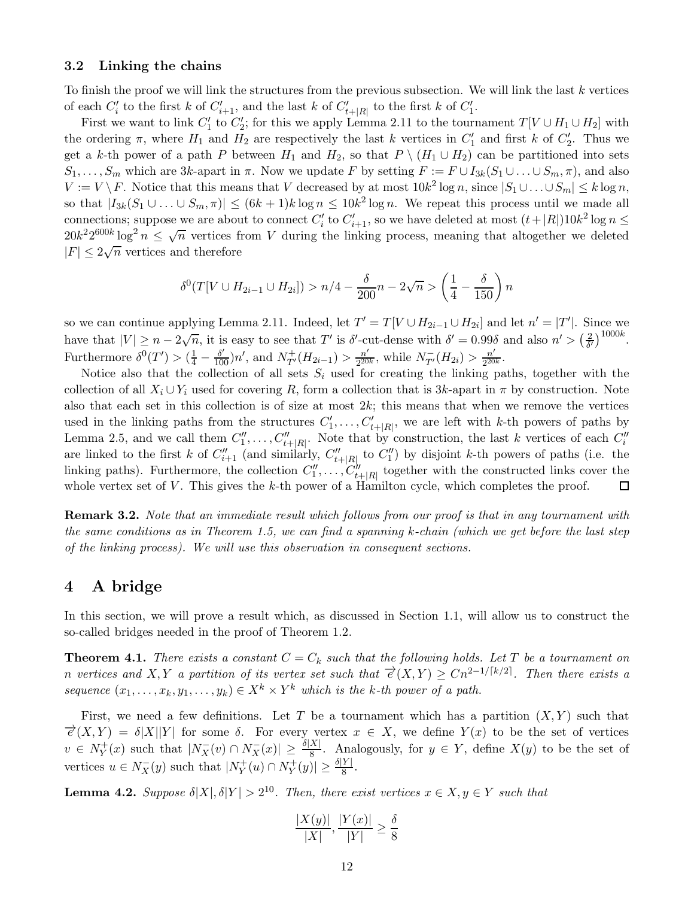### 3.2 Linking the chains

To finish the proof we will link the structures from the previous subsection. We will link the last $k$ vertices of each $C'_i$ to the first $k$ of $C'_{i+1}$, and the last $k$ of $C'_{t+|R|}$ to the first $k$ of $C'_1$.

First we want to link $C'_1$ to $C'_2$; for this we apply Lemma 2.11 to the tournament $T[V \cup H_1 \cup H_2]$ with the ordering $\pi$, where $H_1$ and $H_2$ are respectively the last $k$ vertices in $C'_1$ and first $k$ of $C'_2$. Thus we get a $k$-th power of a path $P$ between $H_1$ and $H_2$, so that $P \setminus (H_1 \cup H_2)$ can be partitioned into sets $S_1, \ldots, S_m$ which are $3k$-apart in $\pi$. Now we update $F$ by setting $F := F \cup I_{3k}(S_1 \cup \ldots \cup S_m, \pi)$, and also $V := V \setminus F$. Notice that this means that $V$ decreased by at most $10k^2 \log n$, since $|S_1 \cup \ldots \cup S_m| \leq k \log n$, so that $|I_{3k}(S_1 \cup \ldots \cup S_m, \pi)| \leq (6k+1)k \log n \leq 10k^2 \log n$. We repeat this process until we made all connections; suppose we are about to connect $C'_i$ to $C'_{i+1}$, so we have deleted at most $(t+|R|)10k^2 \log n \leq 20k^2 2^{600k} \log^2 n \leq \sqrt{n}$ vertices from $V$ during the linking process, meaning that altogether we deleted $|F| \leq 2\sqrt{n}$ vertices and therefore

$$\delta^0(T[V \cup H_{2i-1} \cup H_{2i}]) > n/4 - \frac{\delta}{200}n - 2\sqrt{n} > \left(\frac{1}{4} - \frac{\delta}{150}\right)n$$

so we can continue applying Lemma 2.11. Indeed, let $T' = T[V \cup H_{2i-1} \cup H_{2i}]$ and let $n' = |T'|$. Since we have that $|V| \geq n - 2\sqrt{n}$, it is easy to see that $T'$ is $\delta'$-cut-dense with $\delta' = 0.99\delta$ and also $n' > \left(\frac{2}{\delta'}\right)^{1000k}$. Furthermore $\delta^0(T') > (\frac{1}{4} - \frac{\delta'}{100})n'$, and $N^+_{T'}(H_{2i-1}) > \frac{n'}{2^{20k}}$, while $N^-_{T'}(H_{2i}) > \frac{n'}{2^{20k}}$.

Notice also that the collection of all sets $S_i$ used for creating the linking paths, together with the collection of all $X_i \cup Y_i$ used for covering $R$, form a collection that is $3k$-apart in $\pi$ by construction. Note also that each set in this collection is of size at most $2k$; this means that when we remove the vertices used in the linking paths from the structures $C'_1, \ldots, C'_{t+|R|}$, we are left with $k$-th powers of paths by Lemma 2.5, and we call them $C''_1, \ldots, C''_{t+|R|}$. Note that by construction, the last $k$ vertices of each $C''_i$ are linked to the first $k$ of $C''_{i+1}$ (and similarly, $C''_{t+|R|}$ to $C''_1$) by disjoint $k$-th powers of paths (i.e. the linking paths). Furthermore, the collection $C''_1, \ldots, C''_{t+|R|}$ together with the constructed links cover the whole vertex set of $V$. This gives the $k$-th power of a Hamilton cycle, which completes the proof. $\square$

**Remark 3.2.** *Note that an immediate result which follows from our proof is that in any tournament with the same conditions as in Theorem 1.5, we can find a spanning $k$-chain (which we get before the last step of the linking process). We will use this observation in consequent sections.*

## 4 A bridge

In this section, we will prove a result which, as discussed in Section 1.1, will allow us to construct the so-called bridges needed in the proof of Theorem 1.2.

**Theorem 4.1.** *There exists a constant $C = C_k$ such that the following holds. Let $T$ be a tournament on $n$ vertices and $X, Y$ a partition of its vertex set such that $\overrightarrow{e}(X,Y) \geq Cn^{2-1/\lceil k/2 \rceil}$. Then there exists a sequence $(x_1, \ldots, x_k, y_1, \ldots, y_k) \in X^k \times Y^k$ which is the $k$-th power of a path.*

First, we need a few definitions. Let $T$ be a tournament which has a partition $(X,Y)$ such that $\overrightarrow{e}(X,Y) = \delta|X||Y|$ for some $\delta$. For every vertex $x \in X$, we define $Y(x)$ to be the set of vertices $v \in N^+_Y(x)$ such that $|N^-_X(v) \cap N^-_X(x)| \geq \frac{\delta|X|}{8}$. Analogously, for $y \in Y$, define $X(y)$ to be the set of vertices $u \in N^-_X(y)$ such that $|N^+_Y(u) \cap N^+_Y(y)| \geq \frac{\delta|Y|}{8}$.

**Lemma 4.2.** *Suppose $\delta|X|, \delta|Y| > 2^{10}$. Then, there exist vertices $x \in X, y \in Y$ such that*

$$\frac{|X(y)|}{|X|}, \frac{|Y(x)|}{|Y|} \geq \frac{\delta}{8}$$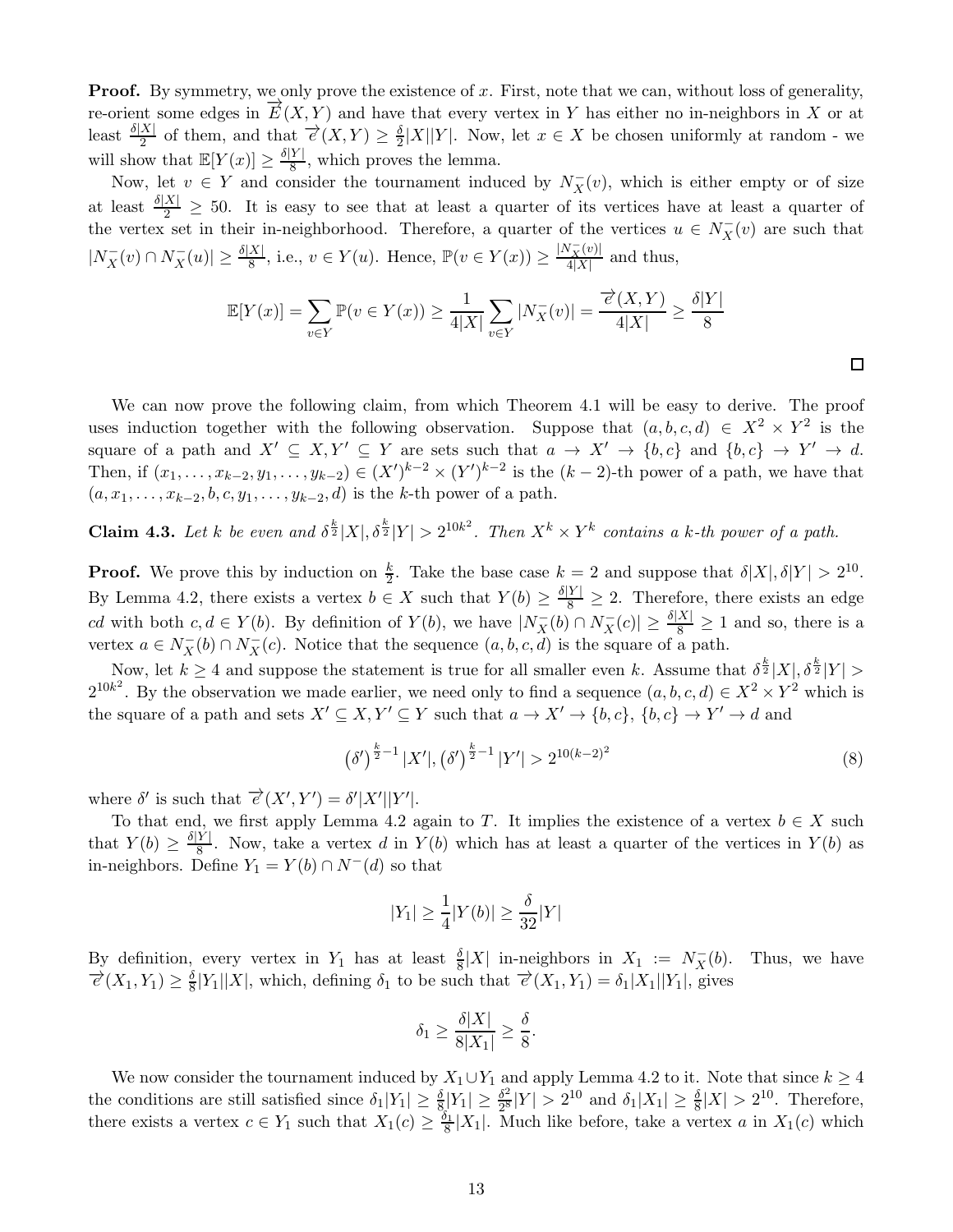**Proof.** By symmetry, we only prove the existence of $x$. First, note that we can, without loss of generality, re-orient some edges in $\overrightarrow{E}(X,Y)$ and have that every vertex in $Y$ has either no in-neighbors in $X$ or at least $\frac{\delta|X|}{2}$ of them, and that $\overrightarrow{e}(X,Y) \geq \frac{\delta}{2}|X||Y|$. Now, let $x \in X$ be chosen uniformly at random - we will show that $\mathbb{E}[Y(x)] \geq \frac{\delta|Y|}{8}$, which proves the lemma.

Now, let $v \in Y$ and consider the tournament induced by $N_X^-(v)$, which is either empty or of size at least $\frac{\delta|X|}{2} \geq 50$. It is easy to see that at least a quarter of its vertices have at least a quarter of the vertex set in their in-neighborhood. Therefore, a quarter of the vertices $u \in N_X^-(v)$ are such that $|N_X^-(v) \cap N_X^-(u)| \geq \frac{\delta|X|}{8}$, i.e., $v \in Y(u)$. Hence, $\mathbb{P}(v \in Y(x)) \geq \frac{|N_X^-(v)|}{4|X|}$ and thus,

$$\mathbb{E}[Y(x)] = \sum_{v \in Y} \mathbb{P}(v \in Y(x)) \geq \frac{1}{4|X|}\sum_{v \in Y}|N_X^-(v)| = \frac{\overrightarrow{e}(X,Y)}{4|X|} \geq \frac{\delta|Y|}{8}$$

□

We can now prove the following claim, from which Theorem 4.1 will be easy to derive. The proof uses induction together with the following observation. Suppose that $(a,b,c,d) \in X^2 \times Y^2$ is the square of a path and $X' \subseteq X, Y' \subseteq Y$ are sets such that $a \to X' \to \{b,c\}$ and $\{b,c\} \to Y' \to d$. Then, if $(x_1,\dots,x_{k-2},y_1,\dots,y_{k-2}) \in (X')^{k-2} \times (Y')^{k-2}$ is the $(k-2)$-th power of a path, we have that $(a,x_1,\dots,x_{k-2},b,c,y_1,\dots,y_{k-2},d)$ is the $k$-th power of a path.

**Claim 4.3.** *Let $k$ be even and $\delta^{\frac{k}{2}}|X|, \delta^{\frac{k}{2}}|Y| > 2^{10k^2}$. Then $X^k \times Y^k$ contains a $k$-th power of a path.*

**Proof.** We prove this by induction on $\frac{k}{2}$. Take the base case $k=2$ and suppose that $\delta|X|, \delta|Y| > 2^{10}$. By Lemma 4.2, there exists a vertex $b \in X$ such that $Y(b) \geq \frac{\delta|Y|}{8} \geq 2$. Therefore, there exists an edge $cd$ with both $c,d \in Y(b)$. By definition of $Y(b)$, we have $|N_X^-(b) \cap N_X^-(c)| \geq \frac{\delta|X|}{8} \geq 1$ and so, there is a vertex $a \in N_X^-(b) \cap N_X^-(c)$. Notice that the sequence $(a,b,c,d)$ is the square of a path.

Now, let $k \geq 4$ and suppose the statement is true for all smaller even $k$. Assume that $\delta^{\frac{k}{2}}|X|, \delta^{\frac{k}{2}}|Y| > 2^{10k^2}$. By the observation we made earlier, we need only to find a sequence $(a,b,c,d) \in X^2 \times Y^2$ which is the square of a path and sets $X' \subseteq X, Y' \subseteq Y$ such that $a \to X' \to \{b,c\}$, $\{b,c\} \to Y' \to d$ and

$$\left(\delta'\right)^{\frac{k}{2}-1}|X'|, \left(\delta'\right)^{\frac{k}{2}-1}|Y'| > 2^{10(k-2)^2} \tag{8}$$

where $\delta'$ is such that $\overrightarrow{e}(X',Y') = \delta'|X'||Y'|$.

To that end, we first apply Lemma 4.2 again to $T$. It implies the existence of a vertex $b \in X$ such that $Y(b) \geq \frac{\delta|Y|}{8}$. Now, take a vertex $d$ in $Y(b)$ which has at least a quarter of the vertices in $Y(b)$ as in-neighbors. Define $Y_1 = Y(b) \cap N^-(d)$ so that

$$|Y_1| \geq \frac{1}{4}|Y(b)| \geq \frac{\delta}{32}|Y|$$

By definition, every vertex in $Y_1$ has at least $\frac{\delta}{8}|X|$ in-neighbors in $X_1 := N_X^-(b)$. Thus, we have $\overrightarrow{e}(X_1,Y_1) \geq \frac{\delta}{8}|Y_1||X|$, which, defining $\delta_1$ to be such that $\overrightarrow{e}(X_1,Y_1) = \delta_1|X_1||Y_1|$, gives

$$\delta_1 \geq \frac{\delta|X|}{8|X_1|} \geq \frac{\delta}{8}.$$

We now consider the tournament induced by $X_1 \cup Y_1$ and apply Lemma 4.2 to it. Note that since $k \geq 4$ the conditions are still satisfied since $\delta_1|Y_1| \geq \frac{\delta}{8}|Y_1| \geq \frac{\delta^2}{2^8}|Y| > 2^{10}$ and $\delta_1|X_1| \geq \frac{\delta}{8}|X| > 2^{10}$. Therefore, there exists a vertex $c \in Y_1$ such that $X_1(c) \geq \frac{\delta_1}{8}|X_1|$. Much like before, take a vertex $a$ in $X_1(c)$ which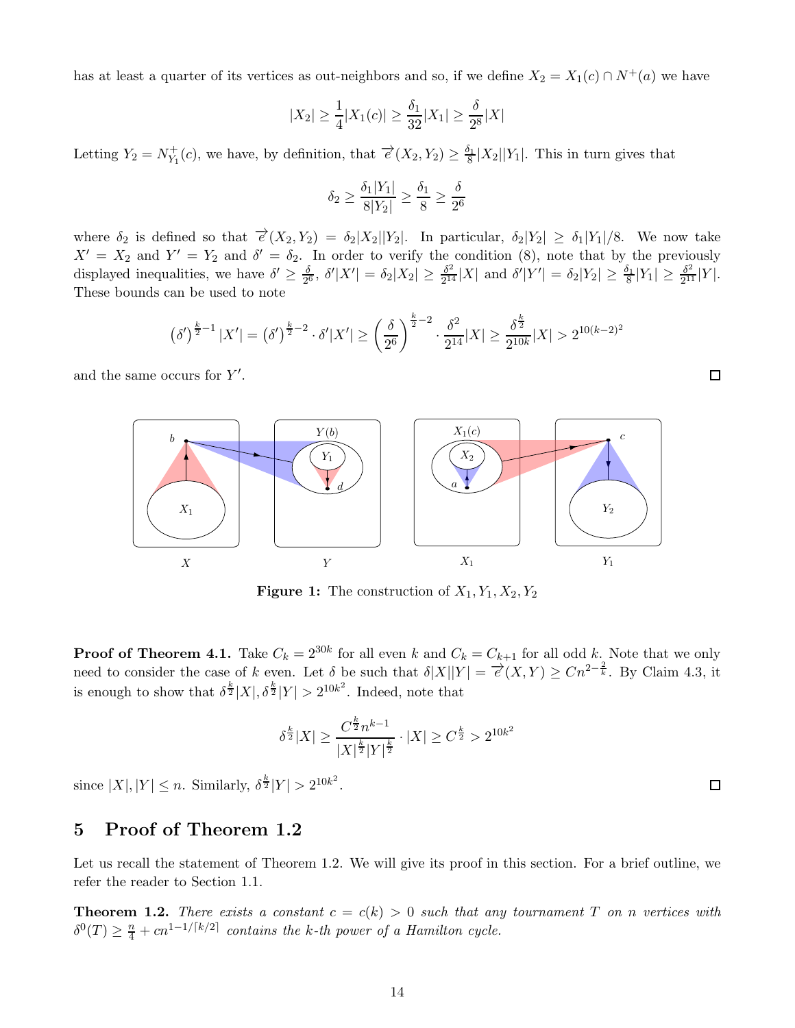has at least a quarter of its vertices as out-neighbors and so, if we define $X_2 = X_1(c) \cap N^+(a)$ we have

$$|X_2| \geq \frac{1}{4}|X_1(c)| \geq \frac{\delta_1}{32}|X_1| \geq \frac{\delta}{2^8}|X|$$

Letting $Y_2 = N^+_{Y_1}(c)$, we have, by definition, that $\overrightarrow{e}(X_2, Y_2) \geq \frac{\delta_1}{8}|X_2||Y_1|$. This in turn gives that

$$\delta_2 \geq \frac{\delta_1 |Y_1|}{8|Y_2|} \geq \frac{\delta_1}{8} \geq \frac{\delta}{2^6}$$

where $\delta_2$ is defined so that $\overrightarrow{e}(X_2, Y_2) = \delta_2 |X_2||Y_2|$. In particular, $\delta_2|Y_2| \geq \delta_1|Y_1|/8$. We now take $X' = X_2$ and $Y' = Y_2$ and $\delta' = \delta_2$. In order to verify the condition (8), note that by the previously displayed inequalities, we have $\delta' \geq \frac{\delta}{2^6}$, $\delta'|X'| = \delta_2|X_2| \geq \frac{\delta^2}{2^{14}}|X|$ and $\delta'|Y'| = \delta_2|Y_2| \geq \frac{\delta_1}{8}|Y_1| \geq \frac{\delta^2}{2^{11}}|Y|$. These bounds can be used to note

$$\left(\delta'\right)^{\frac{k}{2}-1}|X'| = \left(\delta'\right)^{\frac{k}{2}-2} \cdot \delta'|X'| \geq \left(\frac{\delta}{2^6}\right)^{\frac{k}{2}-2} \cdot \frac{\delta^2}{2^{14}}|X| \geq \frac{\delta^{\frac{k}{2}}}{2^{10k}}|X| > 2^{10(k-2)^2}$$

and the same occurs for $Y'$. □

**Figure 1:** The construction of $X_1, Y_1, X_2, Y_2$

**Proof of Theorem 4.1.** Take $C_k = 2^{30k}$ for all even $k$ and $C_k = C_{k+1}$ for all odd $k$. Note that we only need to consider the case of $k$ even. Let $\delta$ be such that $\delta|X||Y| = \overrightarrow{e}(X,Y) \geq Cn^{2-\frac{2}{k}}$. By Claim 4.3, it is enough to show that $\delta^{\frac{k}{2}}|X|, \delta^{\frac{k}{2}}|Y| > 2^{10k^2}$. Indeed, note that

$$\delta^{\frac{k}{2}}|X| \geq \frac{C^{\frac{k}{2}} n^{k-1}}{|X|^{\frac{k}{2}}|Y|^{\frac{k}{2}}} \cdot |X| \geq C^{\frac{k}{2}} > 2^{10k^2}$$

since $|X|, |Y| \leq n$. Similarly, $\delta^{\frac{k}{2}}|Y| > 2^{10k^2}$. □

## 5 Proof of Theorem 1.2

Let us recall the statement of Theorem 1.2. We will give its proof in this section. For a brief outline, we refer the reader to Section 1.1.

**Theorem 1.2.** *There exists a constant $c = c(k) > 0$ such that any tournament $T$ on $n$ vertices with $\delta^0(T) \geq \frac{n}{4} + cn^{1-1/\lceil k/2 \rceil}$ contains the $k$-th power of a Hamilton cycle.*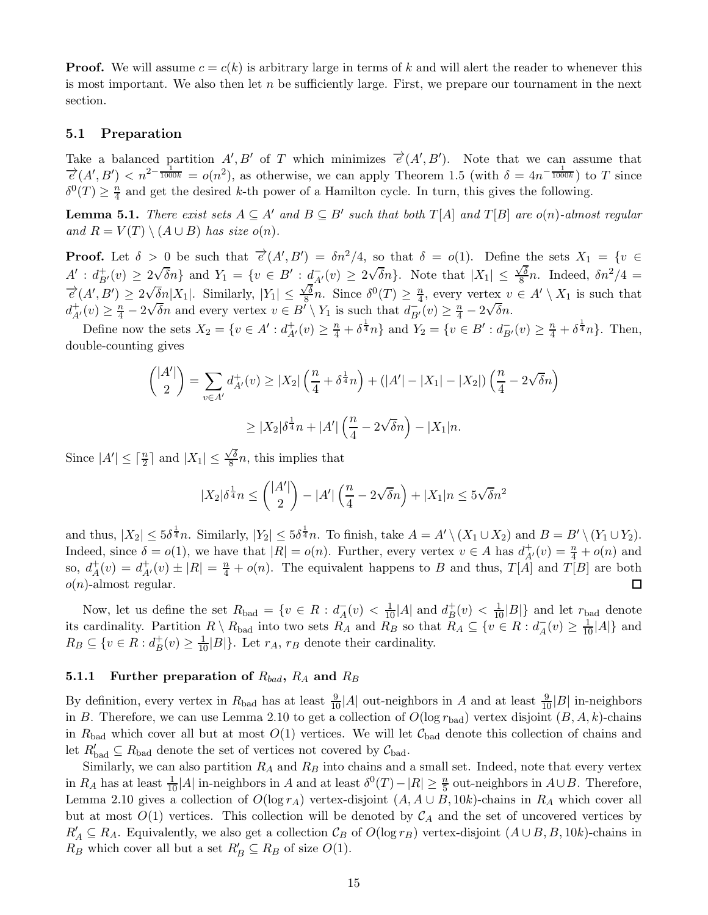**Proof.** We will assume $c = c(k)$ is arbitrary large in terms of $k$ and will alert the reader to whenever this is most important. We also then let $n$ be sufficiently large. First, we prepare our tournament in the next section.

### 5.1 Preparation

Take a balanced partition $A', B'$ of $T$ which minimizes $\overrightarrow{e}(A', B')$. Note that we can assume that $\overrightarrow{e}(A', B') < n^{2-\frac{1}{1000k}} = o(n^2)$, as otherwise, we can apply Theorem 1.5 (with $\delta = 4n^{-\frac{1}{1000k}}$) to $T$ since $\delta^0(T) \geq \frac{n}{4}$ and get the desired $k$-th power of a Hamilton cycle. In turn, this gives the following.

**Lemma 5.1.** *There exist sets $A \subseteq A'$ and $B \subseteq B'$ such that both $T[A]$ and $T[B]$ are $o(n)$-almost regular and $R = V(T) \setminus (A \cup B)$ has size $o(n)$.*

**Proof.** Let $\delta > 0$ be such that $\overrightarrow{e}(A', B') = \delta n^2/4$, so that $\delta = o(1)$. Define the sets $X_1 = \{v \in A' : d^+_{B'}(v) \geq 2\sqrt{\delta}n\}$ and $Y_1 = \{v \in B' : d^-_{A'}(v) \geq 2\sqrt{\delta}n\}$. Note that $|X_1| \leq \frac{\sqrt{\delta}}{8}n$. Indeed, $\delta n^2/4 = \overrightarrow{e}(A', B') \geq 2\sqrt{\delta}n|X_1|$. Similarly, $|Y_1| \leq \frac{\sqrt{\delta}}{8}n$. Since $\delta^0(T) \geq \frac{n}{4}$, every vertex $v \in A' \setminus X_1$ is such that $d^+_{A'}(v) \geq \frac{n}{4} - 2\sqrt{\delta}n$ and every vertex $v \in B' \setminus Y_1$ is such that $d^-_{B'}(v) \geq \frac{n}{4} - 2\sqrt{\delta}n$.

Define now the sets $X_2 = \{v \in A' : d^+_{A'}(v) \geq \frac{n}{4} + \delta^{\frac{1}{4}}n\}$ and $Y_2 = \{v \in B' : d^-_{B'}(v) \geq \frac{n}{4} + \delta^{\frac{1}{4}}n\}$. Then, double-counting gives

$$\binom{|A'|}{2} = \sum_{v \in A'} d^+_{A'}(v) \geq |X_2|\left(\frac{n}{4} + \delta^{\frac{1}{4}}n\right) + (|A'| - |X_1| - |X_2|)\left(\frac{n}{4} - 2\sqrt{\delta}n\right)$$

$$\geq |X_2|\delta^{\frac{1}{4}}n + |A'|\left(\frac{n}{4} - 2\sqrt{\delta}n\right) - |X_1|n.$$

Since $|A'| \leq \lceil \frac{n}{2} \rceil$ and $|X_1| \leq \frac{\sqrt{\delta}}{8}n$, this implies that

$$|X_2|\delta^{\frac{1}{4}}n \leq \binom{|A'|}{2} - |A'|\left(\frac{n}{4} - 2\sqrt{\delta}n\right) + |X_1|n \leq 5\sqrt{\delta}n^2$$

and thus, $|X_2| \leq 5\delta^{\frac{1}{4}}n$. Similarly, $|Y_2| \leq 5\delta^{\frac{1}{4}}n$. To finish, take $A = A' \setminus (X_1 \cup X_2)$ and $B = B' \setminus (Y_1 \cup Y_2)$. Indeed, since $\delta = o(1)$, we have that $|R| = o(n)$. Further, every vertex $v \in A$ has $d^+_{A'}(v) = \frac{n}{4} + o(n)$ and so, $d^+_A(v) = d^+_{A'}(v) \pm |R| = \frac{n}{4} + o(n)$. The equivalent happens to $B$ and thus, $T[A]$ and $T[B]$ are both $o(n)$-almost regular. $\square$

Now, let us define the set $R_{\text{bad}} = \{v \in R : d^-_A(v) < \frac{1}{10}|A| \text{ and } d^+_B(v) < \frac{1}{10}|B|\}$ and let $r_{\text{bad}}$ denote its cardinality. Partition $R \setminus R_{\text{bad}}$ into two sets $R_A$ and $R_B$ so that $R_A \subseteq \{v \in R : d^-_A(v) \geq \frac{1}{10}|A|\}$ and $R_B \subseteq \{v \in R : d^+_B(v) \geq \frac{1}{10}|B|\}$. Let $r_A$, $r_B$ denote their cardinality.

#### 5.1.1 Further preparation of $R_{bad}$, $R_A$ and $R_B$

By definition, every vertex in $R_{\text{bad}}$ has at least $\frac{9}{10}|A|$ out-neighbors in $A$ and at least $\frac{9}{10}|B|$ in-neighbors in $B$. Therefore, we can use Lemma 2.10 to get a collection of $O(\log r_{\text{bad}})$ vertex disjoint $(B, A, k)$-chains in $R_{\text{bad}}$ which cover all but at most $O(1)$ vertices. We will let $\mathcal{C}_{\text{bad}}$ denote this collection of chains and let $R'_{\text{bad}} \subseteq R_{\text{bad}}$ denote the set of vertices not covered by $\mathcal{C}_{\text{bad}}$.

Similarly, we can also partition $R_A$ and $R_B$ into chains and a small set. Indeed, note that every vertex in $R_A$ has at least $\frac{1}{10}|A|$ in-neighbors in $A$ and at least $\delta^0(T) - |R| \geq \frac{n}{5}$ out-neighbors in $A \cup B$. Therefore, Lemma 2.10 gives a collection of $O(\log r_A)$ vertex-disjoint $(A, A \cup B, 10k)$-chains in $R_A$ which cover all but at most $O(1)$ vertices. This collection will be denoted by $\mathcal{C}_A$ and the set of uncovered vertices by $R'_A \subseteq R_A$. Equivalently, we also get a collection $\mathcal{C}_B$ of $O(\log r_B)$ vertex-disjoint $(A \cup B, B, 10k)$-chains in $R_B$ which cover all but a set $R'_B \subseteq R_B$ of size $O(1)$.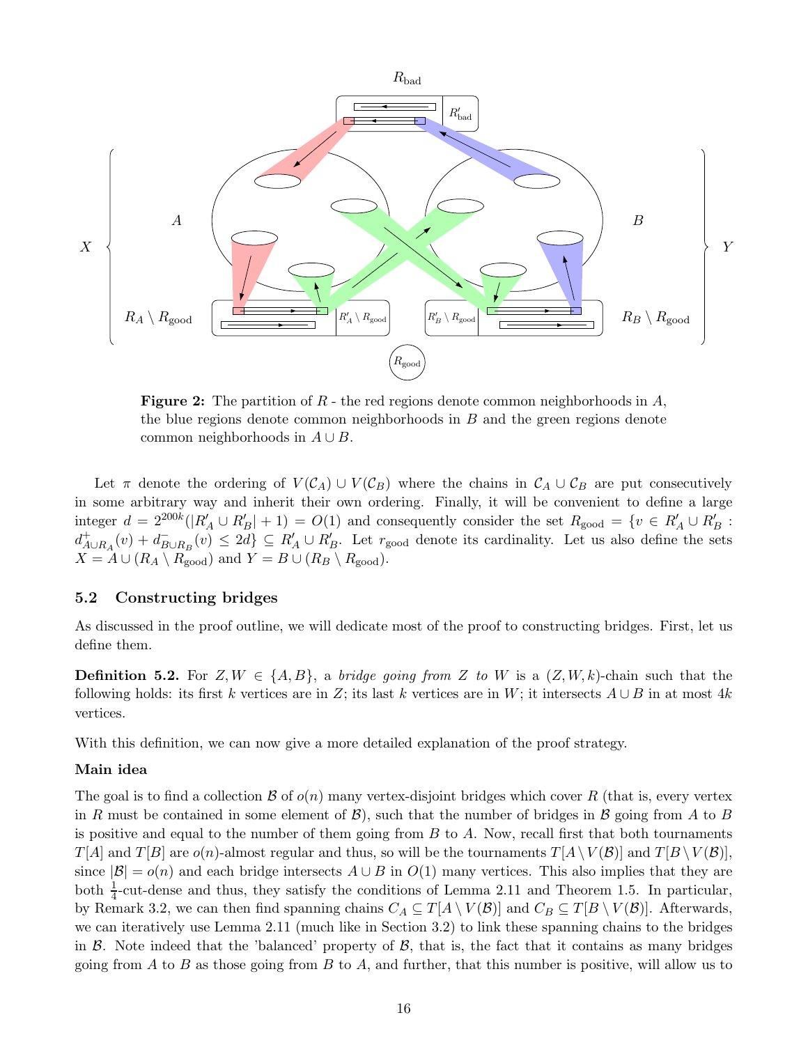**Figure 2:** The partition of $R$ - the red regions denote common neighborhoods in $A$, the blue regions denote common neighborhoods in $B$ and the green regions denote common neighborhoods in $A \cup B$.

Let $\pi$ denote the ordering of $V(\mathcal{C}_A) \cup V(\mathcal{C}_B)$ where the chains in $\mathcal{C}_A \cup \mathcal{C}_B$ are put consecutively in some arbitrary way and inherit their own ordering. Finally, it will be convenient to define a large integer $d = 2^{200k}(|R'_A \cup R'_B| + 1) = O(1)$ and consequently consider the set $R_{\text{good}} = \{v \in R'_A \cup R'_B : d^+_{A \cup R_A}(v) + d^-_{B \cup R_B}(v) \leq 2d\} \subseteq R'_A \cup R'_B$. Let $r_{\text{good}}$ denote its cardinality. Let us also define the sets $X = A \cup (R_A \setminus R_{\text{good}})$ and $Y = B \cup (R_B \setminus R_{\text{good}})$.

### 5.2 Constructing bridges

As discussed in the proof outline, we will dedicate most of the proof to constructing bridges. First, let us define them.

**Definition 5.2.** For $Z, W \in \{A, B\}$, a *bridge going from $Z$ to $W$* is a $(Z, W, k)$-chain such that the following holds: its first $k$ vertices are in $Z$; its last $k$ vertices are in $W$; it intersects $A \cup B$ in at most $4k$ vertices.

With this definition, we can now give a more detailed explanation of the proof strategy.

**Main idea**

The goal is to find a collection $\mathcal{B}$ of $o(n)$ many vertex-disjoint bridges which cover $R$ (that is, every vertex in $R$ must be contained in some element of $\mathcal{B}$), such that the number of bridges in $\mathcal{B}$ going from $A$ to $B$ is positive and equal to the number of them going from $B$ to $A$. Now, recall first that both tournaments $T[A]$ and $T[B]$ are $o(n)$-almost regular and thus, so will be the tournaments $T[A \setminus V(\mathcal{B})]$ and $T[B \setminus V(\mathcal{B})]$, since $|\mathcal{B}| = o(n)$ and each bridge intersects $A \cup B$ in $O(1)$ many vertices. This also implies that they are both $\frac{1}{4}$-cut-dense and thus, they satisfy the conditions of Lemma 2.11 and Theorem 1.5. In particular, by Remark 3.2, we can then find spanning chains $C_A \subseteq T[A \setminus V(\mathcal{B})]$ and $C_B \subseteq T[B \setminus V(\mathcal{B})]$. Afterwards, we can iteratively use Lemma 2.11 (much like in Section 3.2) to link these spanning chains to the bridges in $\mathcal{B}$. Note indeed that the 'balanced' property of $\mathcal{B}$, that is, the fact that it contains as many bridges going from $A$ to $B$ as those going from $B$ to $A$, and further, that this number is positive, will allow us to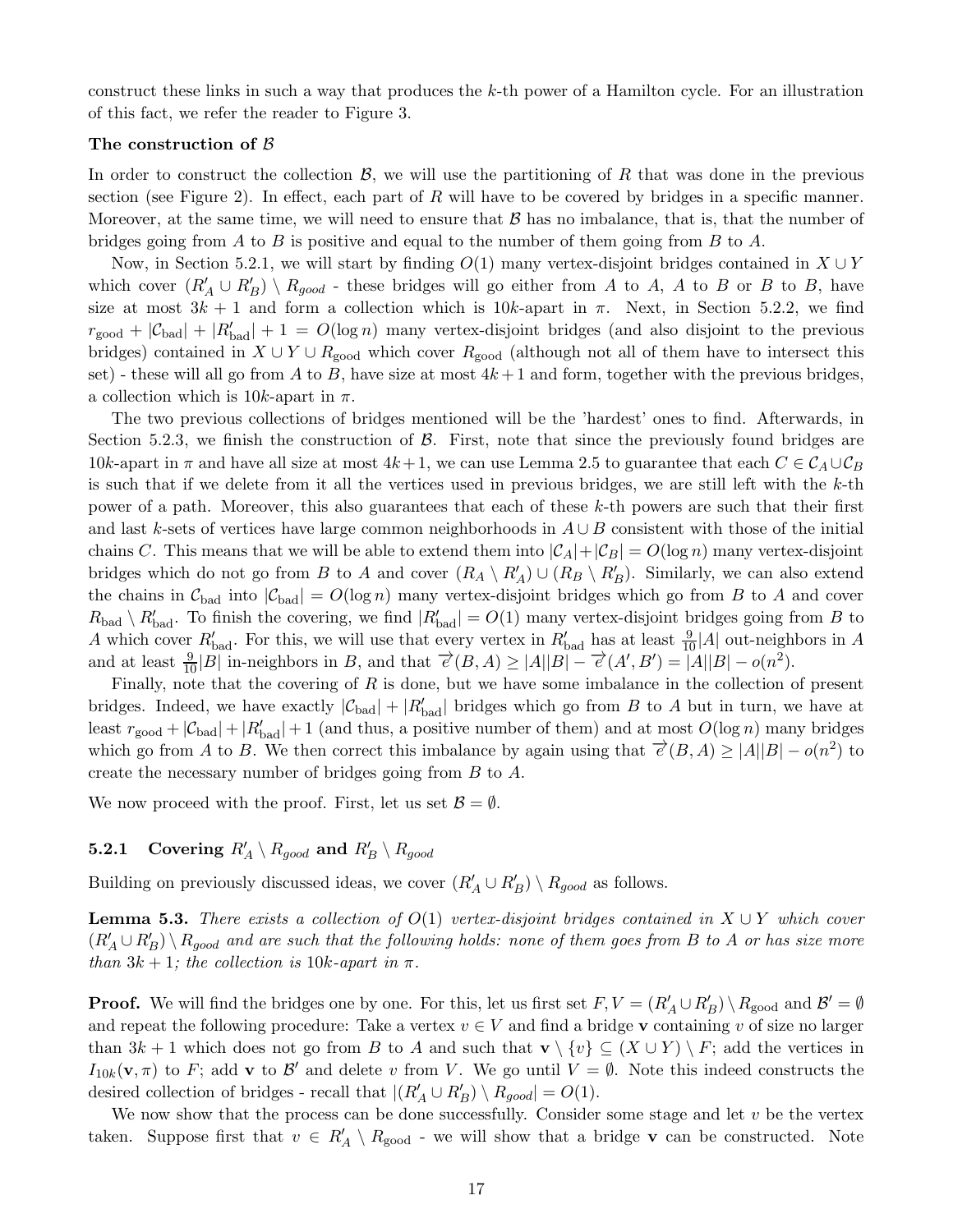construct these links in such a way that produces the $k$-th power of a Hamilton cycle. For an illustration of this fact, we refer the reader to Figure 3.

**The construction of $\mathcal{B}$**

In order to construct the collection $\mathcal{B}$, we will use the partitioning of $R$ that was done in the previous section (see Figure 2). In effect, each part of $R$ will have to be covered by bridges in a specific manner. Moreover, at the same time, we will need to ensure that $\mathcal{B}$ has no imbalance, that is, that the number of bridges going from $A$ to $B$ is positive and equal to the number of them going from $B$ to $A$.

Now, in Section 5.2.1, we will start by finding $O(1)$ many vertex-disjoint bridges contained in $X \cup Y$ which cover $(R'_A \cup R'_B) \setminus R_{good}$ - these bridges will go either from $A$ to $A$, $A$ to $B$ or $B$ to $B$, have size at most $3k+1$ and form a collection which is $10k$-apart in $\pi$. Next, in Section 5.2.2, we find $r_{\text{good}} + |\mathcal{C}_{\text{bad}}| + |R'_{\text{bad}}| + 1 = O(\log n)$ many vertex-disjoint bridges (and also disjoint to the previous bridges) contained in $X \cup Y \cup R_{\text{good}}$ which cover $R_{\text{good}}$ (although not all of them have to intersect this set) - these will all go from $A$ to $B$, have size at most $4k+1$ and form, together with the previous bridges, a collection which is $10k$-apart in $\pi$.

The two previous collections of bridges mentioned will be the 'hardest' ones to find. Afterwards, in Section 5.2.3, we finish the construction of $\mathcal{B}$. First, note that since the previously found bridges are $10k$-apart in $\pi$ and have all size at most $4k+1$, we can use Lemma 2.5 to guarantee that each $C \in \mathcal{C}_A \cup \mathcal{C}_B$ is such that if we delete from it all the vertices used in previous bridges, we are still left with the $k$-th power of a path. Moreover, this also guarantees that each of these $k$-th powers are such that their first and last $k$-sets of vertices have large common neighborhoods in $A \cup B$ consistent with those of the initial chains $C$. This means that we will be able to extend them into $|\mathcal{C}_A| + |\mathcal{C}_B| = O(\log n)$ many vertex-disjoint bridges which do not go from $B$ to $A$ and cover $(R_A \setminus R'_A) \cup (R_B \setminus R'_B)$. Similarly, we can also extend the chains in $\mathcal{C}_{\text{bad}}$ into $|\mathcal{C}_{\text{bad}}| = O(\log n)$ many vertex-disjoint bridges which go from $B$ to $A$ and cover $R_{\text{bad}} \setminus R'_{\text{bad}}$. To finish the covering, we find $|R'_{\text{bad}}| = O(1)$ many vertex-disjoint bridges going from $B$ to $A$ which cover $R'_{\text{bad}}$. For this, we will use that every vertex in $R'_{\text{bad}}$ has at least $\frac{9}{10}|A|$ out-neighbors in $A$ and at least $\frac{9}{10}|B|$ in-neighbors in $B$, and that $\overrightarrow{e}(B, A) \geq |A||B| - \overrightarrow{e}(A', B') = |A||B| - o(n^2)$.

Finally, note that the covering of $R$ is done, but we have some imbalance in the collection of present bridges. Indeed, we have exactly $|\mathcal{C}_{\text{bad}}| + |R'_{\text{bad}}|$ bridges which go from $B$ to $A$ but in turn, we have at least $r_{\text{good}} + |\mathcal{C}_{\text{bad}}| + |R'_{\text{bad}}| + 1$ (and thus, a positive number of them) and at most $O(\log n)$ many bridges which go from $A$ to $B$. We then correct this imbalance by again using that $\overrightarrow{e}(B, A) \geq |A||B| - o(n^2)$ to create the necessary number of bridges going from $B$ to $A$.

We now proceed with the proof. First, let us set $\mathcal{B} = \emptyset$.

### 5.2.1 Covering $R'_A \setminus R_{good}$ and $R'_B \setminus R_{good}$

Building on previously discussed ideas, we cover $(R'_A \cup R'_B) \setminus R_{good}$ as follows.

**Lemma 5.3.** *There exists a collection of $O(1)$ vertex-disjoint bridges contained in $X \cup Y$ which cover $(R'_A \cup R'_B) \setminus R_{good}$ and are such that the following holds: none of them goes from $B$ to $A$ or has size more than $3k+1$; the collection is $10k$-apart in $\pi$.*

**Proof.** We will find the bridges one by one. For this, let us first set $F, V = (R'_A \cup R'_B) \setminus R_{\text{good}}$ and $\mathcal{B}' = \emptyset$ and repeat the following procedure: Take a vertex $v \in V$ and find a bridge $\mathbf{v}$ containing $v$ of size no larger than $3k+1$ which does not go from $B$ to $A$ and such that $\mathbf{v} \setminus \{v\} \subseteq (X \cup Y) \setminus F$; add the vertices in $I_{10k}(\mathbf{v}, \pi)$ to $F$; add $\mathbf{v}$ to $\mathcal{B}'$ and delete $v$ from $V$. We go until $V = \emptyset$. Note this indeed constructs the desired collection of bridges - recall that $|(R'_A \cup R'_B) \setminus R_{good}| = O(1)$.

We now show that the process can be done successfully. Consider some stage and let $v$ be the vertex taken. Suppose first that $v \in R'_A \setminus R_{\text{good}}$ - we will show that a bridge $\mathbf{v}$ can be constructed. Note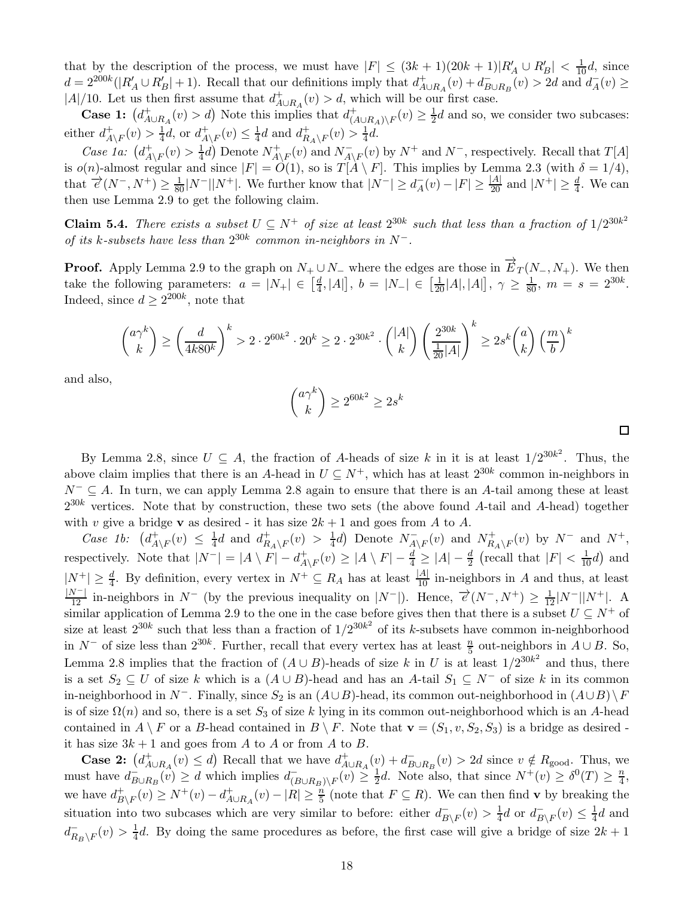that by the description of the process, we must have $|F| \leq (3k+1)(20k+1)|R'_A \cup R'_B| < \frac{1}{10}d$, since $d = 2^{200k}(|R'_A \cup R'_B| + 1)$. Recall that our definitions imply that $d^+_{A\cup R_A}(v) + d^-_{B\cup R_B}(v) > 2d$ and $d^-_A(v) \geq |A|/10$. Let us then first assume that $d^+_{A\cup R_A}(v) > d$, which will be our first case.

**Case 1:** $\left(d^+_{A\cup R_A}(v) > d\right)$ Note this implies that $d^+_{(A\cup R_A)\setminus F}(v) \geq \frac{1}{2}d$ and so, we consider two subcases: either $d^+_{A\setminus F}(v) > \frac{1}{4}d$, or $d^+_{A\setminus F}(v) \leq \frac{1}{4}d$ and $d^+_{R_A\setminus F}(v) > \frac{1}{4}d$.

*Case 1a:* $\left(d^+_{A\setminus F}(v) > \frac{1}{4}d\right)$ Denote $N^+_{A\setminus F}(v)$ and $N^-_{A\setminus F}(v)$ by $N^+$ and $N^-$, respectively. Recall that $T[A]$ is $o(n)$-almost regular and since $|F| = O(1)$, so is $T[A\setminus F]$. This implies by Lemma 2.3 (with $\delta = 1/4$), that $\overrightarrow{e}(N^-, N^+) \geq \frac{1}{80}|N^-||N^+|$. We further know that $|N^-| \geq d^-_A(v) - |F| \geq \frac{|A|}{20}$ and $|N^+| \geq \frac{d}{4}$. We can then use Lemma 2.9 to get the following claim.

**Claim 5.4.** *There exists a subset $U \subseteq N^+$ of size at least $2^{30k}$ such that less than a fraction of $1/2^{30k^2}$ of its $k$-subsets have less than $2^{30k}$ common in-neighbors in $N^-$.*

**Proof.** Apply Lemma 2.9 to the graph on $N_+ \cup N_-$ where the edges are those in $\overrightarrow{E}_T(N_-, N_+)$. We then take the following parameters: $a = |N_+| \in \left[\frac{d}{4}, |A|\right]$, $b = |N_-| \in \left[\frac{1}{20}|A|, |A|\right]$, $\gamma \geq \frac{1}{80}$, $m = s = 2^{30k}$. Indeed, since $d \geq 2^{200k}$, note that

$$\binom{a\gamma^k}{k} \geq \left(\frac{d}{4k80^k}\right)^k > 2\cdot 2^{60k^2}\cdot 20^k \geq 2\cdot 2^{30k^2}\cdot \binom{|A|}{k}\left(\frac{2^{30k}}{\frac{1}{20}|A|}\right)^k \geq 2s^k\binom{a}{k}\left(\frac{m}{b}\right)^k$$

and also,

$$\binom{a\gamma^k}{k} \geq 2^{60k^2} \geq 2s^k$$

$\square$

By Lemma 2.8, since $U \subseteq A$, the fraction of $A$-heads of size $k$ in it is at least $1/2^{30k^2}$. Thus, the above claim implies that there is an $A$-head in $U \subseteq N^+$, which has at least $2^{30k}$ common in-neighbors in $N^- \subseteq A$. In turn, we can apply Lemma 2.8 again to ensure that there is an $A$-tail among these at least $2^{30k}$ vertices. Note that by construction, these two sets (the above found $A$-tail and $A$-head) together with $v$ give a bridge $\mathbf{v}$ as desired - it has size $2k+1$ and goes from $A$ to $A$.

*Case 1b:* $\left(d^+_{A\setminus F}(v) \leq \frac{1}{4}d \text{ and } d^+_{R_A\setminus F}(v) > \frac{1}{4}d\right)$ Denote $N^-_{A\setminus F}(v)$ and $N^+_{R_A\setminus F}(v)$ by $N^-$ and $N^+$, respectively. Note that $|N^-| = |A\setminus F| - d^+_{A\setminus F}(v) \geq |A\setminus F| - \frac{d}{4} \geq |A| - \frac{d}{2}$ (recall that $|F| < \frac{1}{10}d$) and $|N^+| \geq \frac{d}{4}$. By definition, every vertex in $N^+ \subseteq R_A$ has at least $\frac{|A|}{10}$ in-neighbors in $A$ and thus, at least $\frac{|N^-|}{12}$ in-neighbors in $N^-$ (by the previous inequality on $|N^-|$). Hence, $\overrightarrow{e}(N^-, N^+) \geq \frac{1}{12}|N^-||N^+|$. A similar application of Lemma 2.9 to the one in the case before gives then that there is a subset $U \subseteq N^+$ of size at least $2^{30k}$ such that less than a fraction of $1/2^{30k^2}$ of its $k$-subsets have common in-neighborhood in $N^-$ of size less than $2^{30k}$. Further, recall that every vertex has at least $\frac{n}{5}$ out-neighbors in $A\cup B$. So, Lemma 2.8 implies that the fraction of $(A\cup B)$-heads of size $k$ in $U$ is at least $1/2^{30k^2}$ and thus, there is a set $S_2 \subseteq U$ of size $k$ which is a $(A\cup B)$-head and has an $A$-tail $S_1 \subseteq N^-$ of size $k$ in its common in-neighborhood in $N^-$. Finally, since $S_2$ is an $(A\cup B)$-head, its common out-neighborhood in $(A\cup B)\setminus F$ is of size $\Omega(n)$ and so, there is a set $S_3$ of size $k$ lying in its common out-neighborhood which is an $A$-head contained in $A\setminus F$ or a $B$-head contained in $B\setminus F$. Note that $\mathbf{v} = (S_1, v, S_2, S_3)$ is a bridge as desired - it has size $3k+1$ and goes from $A$ to $A$ or from $A$ to $B$.

**Case 2:** $\left(d^+_{A\cup R_A}(v) \leq d\right)$ Recall that we have $d^+_{A\cup R_A}(v) + d^-_{B\cup R_B}(v) > 2d$ since $v \notin R_{\text{good}}$. Thus, we must have $d^-_{B\cup R_B}(v) \geq d$ which implies $d^-_{(B\cup R_B)\setminus F}(v) \geq \frac{1}{2}d$. Note also, that since $N^+(v) \geq \delta^0(T) \geq \frac{n}{4}$, we have $d^+_{B\setminus F}(v) \geq N^+(v) - d^+_{A\cup R_A}(v) - |R| \geq \frac{n}{5}$ (note that $F \subseteq R$). We can then find $\mathbf{v}$ by breaking the situation into two subcases which are very similar to before: either $d^-_{B\setminus F}(v) > \frac{1}{4}d$ or $d^-_{B\setminus F}(v) \leq \frac{1}{4}d$ and $d^-_{R_B\setminus F}(v) > \frac{1}{4}d$. By doing the same procedures as before, the first case will give a bridge of size $2k+1$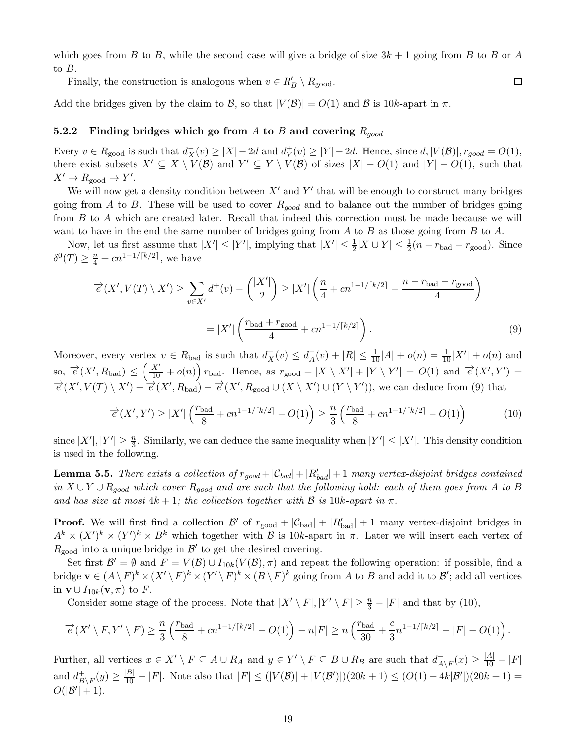which goes from $B$ to $B$, while the second case will give a bridge of size $3k+1$ going from $B$ to $B$ or $A$ to $B$.

Finally, the construction is analogous when $v \in R'_B \setminus R_{\text{good}}$. □

Add the bridges given by the claim to $\mathcal{B}$, so that $|V(\mathcal{B})| = O(1)$ and $\mathcal{B}$ is $10k$-apart in $\pi$.

### 5.2.2 Finding bridges which go from $A$ to $B$ and covering $R_{good}$

Every $v \in R_{\text{good}}$ is such that $d^-_X(v) \geq |X| - 2d$ and $d^+_Y(v) \geq |Y| - 2d$. Hence, since $d, |V(\mathcal{B})|, r_{good} = O(1)$, there exist subsets $X' \subseteq X \setminus V(\mathcal{B})$ and $Y' \subseteq Y \setminus V(\mathcal{B})$ of sizes $|X| - O(1)$ and $|Y| - O(1)$, such that $X' \to R_{\text{good}} \to Y'$.

We will now get a density condition between $X'$ and $Y'$ that will be enough to construct many bridges going from $A$ to $B$. These will be used to cover $R_{good}$ and to balance out the number of bridges going from $B$ to $A$ which are created later. Recall that indeed this correction must be made because we will want to have in the end the same number of bridges going from $A$ to $B$ as those going from $B$ to $A$.

Now, let us first assume that $|X'| \leq |Y'|$, implying that $|X'| \leq \frac{1}{2}|X \cup Y| \leq \frac{1}{2}(n - r_{\text{bad}} - r_{\text{good}})$. Since $\delta^0(T) \geq \frac{n}{4} + cn^{1-1/\lceil k/2 \rceil}$, we have

$$\overrightarrow{e}(X', V(T) \setminus X') \geq \sum_{v \in X'} d^+(v) - \binom{|X'|}{2} \geq |X'| \left( \frac{n}{4} + cn^{1-1/\lceil k/2 \rceil} - \frac{n - r_{\text{bad}} - r_{\text{good}}}{4} \right)$$

$$= |X'| \left( \frac{r_{\text{bad}} + r_{\text{good}}}{4} + cn^{1-1/\lceil k/2 \rceil} \right). \tag{9}$$

Moreover, every vertex $v \in R_{\text{bad}}$ is such that $d^-_X(v) \leq d^-_A(v) + |R| \leq \frac{1}{10}|A| + o(n) = \frac{1}{10}|X'| + o(n)$ and so, $\overrightarrow{e}(X', R_{\text{bad}}) \leq \left( \frac{|X'|}{10} + o(n) \right) r_{\text{bad}}$. Hence, as $r_{\text{good}} + |X \setminus X'| + |Y \setminus Y'| = O(1)$ and $\overrightarrow{e}(X', Y') = \overrightarrow{e}(X', V(T) \setminus X') - \overrightarrow{e}(X', R_{\text{bad}}) - \overrightarrow{e}(X', R_{\text{good}} \cup (X \setminus X') \cup (Y \setminus Y'))$, we can deduce from (9) that

$$\overrightarrow{e}(X', Y') \geq |X'| \left( \frac{r_{\text{bad}}}{8} + cn^{1-1/\lceil k/2 \rceil} - O(1) \right) \geq \frac{n}{3} \left( \frac{r_{\text{bad}}}{8} + cn^{1-1/\lceil k/2 \rceil} - O(1) \right) \tag{10}$$

since $|X'|, |Y'| \geq \frac{n}{3}$. Similarly, we can deduce the same inequality when $|Y'| \leq |X'|$. This density condition is used in the following.

**Lemma 5.5.** *There exists a collection of $r_{good} + |\mathcal{C}_{bad}| + |R'_{bad}| + 1$ many vertex-disjoint bridges contained in $X \cup Y \cup R_{good}$ which cover $R_{good}$ and are such that the following hold: each of them goes from $A$ to $B$ and has size at most $4k+1$; the collection together with $\mathcal{B}$ is $10k$-apart in $\pi$.*

**Proof.** We will first find a collection $\mathcal{B}'$ of $r_{\text{good}} + |\mathcal{C}_{\text{bad}}| + |R'_{\text{bad}}| + 1$ many vertex-disjoint bridges in $A^k \times (X')^k \times (Y')^k \times B^k$ which together with $\mathcal{B}$ is $10k$-apart in $\pi$. Later we will insert each vertex of $R_{\text{good}}$ into a unique bridge in $\mathcal{B}'$ to get the desired covering.

Set first $\mathcal{B}' = \emptyset$ and $F = V(\mathcal{B}) \cup I_{10k}(V(\mathcal{B}), \pi)$ and repeat the following operation: if possible, find a bridge $\mathbf{v} \in (A \setminus F)^k \times (X' \setminus F)^k \times (Y' \setminus F)^k \times (B \setminus F)^k$ going from $A$ to $B$ and add it to $\mathcal{B}'$; add all vertices in $\mathbf{v} \cup I_{10k}(\mathbf{v}, \pi)$ to $F$.

Consider some stage of the process. Note that $|X' \setminus F|, |Y' \setminus F| \geq \frac{n}{3} - |F|$ and that by (10),

$$\overrightarrow{e}(X' \setminus F, Y' \setminus F) \geq \frac{n}{3} \left( \frac{r_{\text{bad}}}{8} + cn^{1-1/\lceil k/2 \rceil} - O(1) \right) - n|F| \geq n \left( \frac{r_{\text{bad}}}{30} + \frac{c}{3} n^{1-1/\lceil k/2 \rceil} - |F| - O(1) \right).$$

Further, all vertices $x \in X' \setminus F \subseteq A \cup R_A$ and $y \in Y' \setminus F \subseteq B \cup R_B$ are such that $d^-_{A \setminus F}(x) \geq \frac{|A|}{10} - |F|$ and $d^+_{B \setminus F}(y) \geq \frac{|B|}{10} - |F|$. Note also that $|F| \leq (|V(\mathcal{B})| + |V(\mathcal{B}')|)(20k+1) \leq (O(1) + 4k|\mathcal{B}'|)(20k+1) = O(|\mathcal{B}'| + 1)$.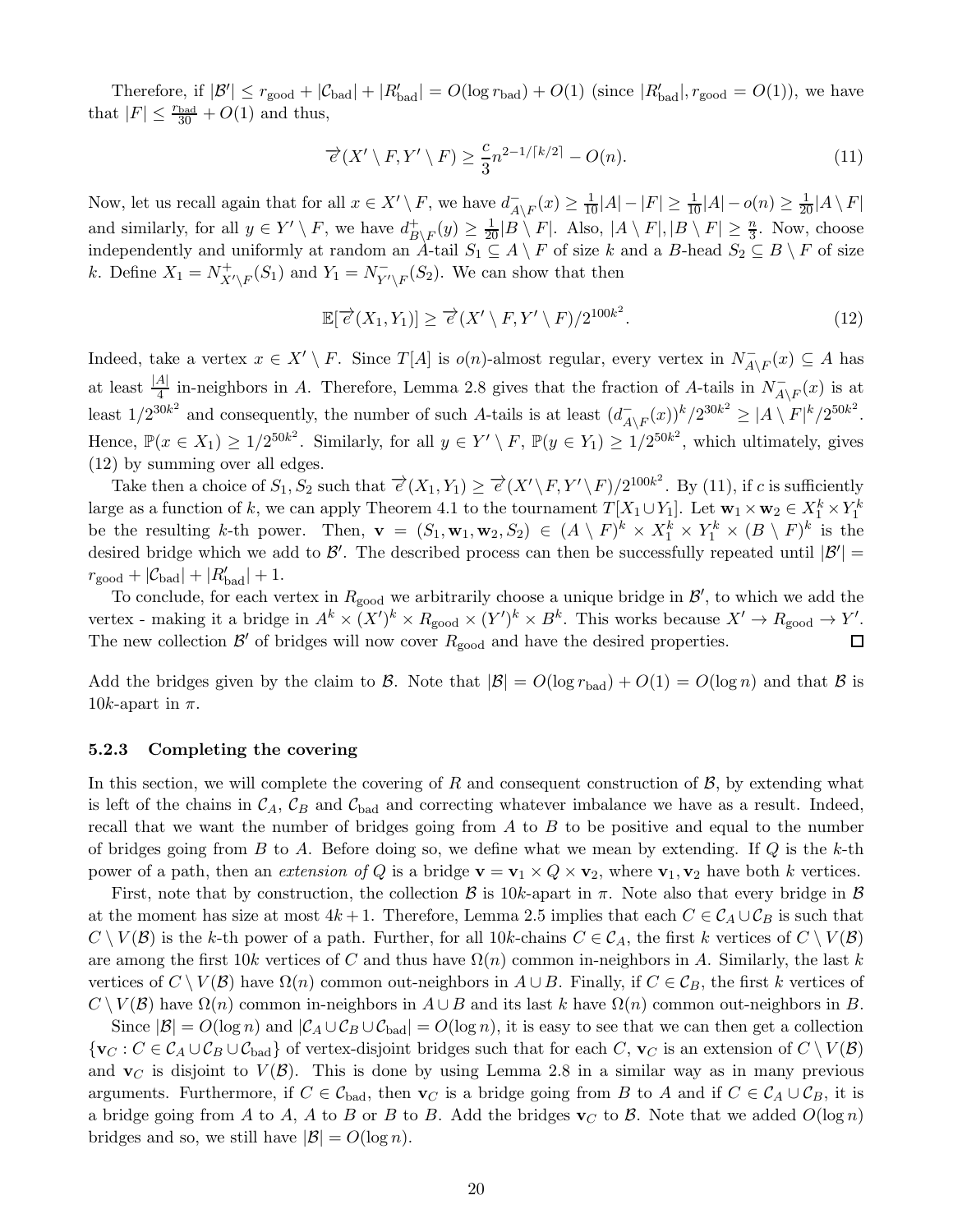Therefore, if $|\mathcal{B}'| \leq r_{\text{good}} + |\mathcal{C}_{\text{bad}}| + |R'_{\text{bad}}| = O(\log r_{\text{bad}}) + O(1)$ (since $|R'_{\text{bad}}|, r_{\text{good}} = O(1)$), we have that $|F| \leq \frac{r_{\text{bad}}}{30} + O(1)$ and thus,

$$\overrightarrow{e}(X' \setminus F, Y' \setminus F) \geq \frac{c}{3} n^{2-1/\lceil k/2 \rceil} - O(n). \tag{11}$$

Now, let us recall again that for all $x \in X' \setminus F$, we have $d^-_{A \setminus F}(x) \geq \frac{1}{10}|A| - |F| \geq \frac{1}{10}|A| - o(n) \geq \frac{1}{20}|A \setminus F|$ and similarly, for all $y \in Y' \setminus F$, we have $d^+_{B \setminus F}(y) \geq \frac{1}{20}|B \setminus F|$. Also, $|A \setminus F|, |B \setminus F| \geq \frac{n}{3}$. Now, choose independently and uniformly at random an $A$-tail $S_1 \subseteq A \setminus F$ of size $k$ and a $B$-head $S_2 \subseteq B \setminus F$ of size $k$. Define $X_1 = N^+_{X' \setminus F}(S_1)$ and $Y_1 = N^-_{Y' \setminus F}(S_2)$. We can show that then

$$\mathbb{E}[\overrightarrow{e}(X_1, Y_1)] \geq \overrightarrow{e}(X' \setminus F, Y' \setminus F)/2^{100k^2}. \tag{12}$$

Indeed, take a vertex $x \in X' \setminus F$. Since $T[A]$ is $o(n)$-almost regular, every vertex in $N^-_{A \setminus F}(x) \subseteq A$ has at least $\frac{|A|}{4}$ in-neighbors in $A$. Therefore, Lemma 2.8 gives that the fraction of $A$-tails in $N^-_{A \setminus F}(x)$ is at least $1/2^{30k^2}$ and consequently, the number of such $A$-tails is at least $(d^-_{A \setminus F}(x))^k/2^{30k^2} \geq |A \setminus F|^k/2^{50k^2}$. Hence, $\mathbb{P}(x \in X_1) \geq 1/2^{50k^2}$. Similarly, for all $y \in Y' \setminus F$, $\mathbb{P}(y \in Y_1) \geq 1/2^{50k^2}$, which ultimately, gives (12) by summing over all edges.

Take then a choice of $S_1, S_2$ such that $\overrightarrow{e}(X_1, Y_1) \geq \overrightarrow{e}(X' \setminus F, Y' \setminus F)/2^{100k^2}$. By (11), if $c$ is sufficiently large as a function of $k$, we can apply Theorem 4.1 to the tournament $T[X_1 \cup Y_1]$. Let $\mathbf{w}_1 \times \mathbf{w}_2 \in X_1^k \times Y_1^k$ be the resulting $k$-th power. Then, $\mathbf{v} = (S_1, \mathbf{w}_1, \mathbf{w}_2, S_2) \in (A \setminus F)^k \times X_1^k \times Y_1^k \times (B \setminus F)^k$ is the desired bridge which we add to $\mathcal{B}'$. The described process can then be successfully repeated until $|\mathcal{B}'| = r_{\text{good}} + |\mathcal{C}_{\text{bad}}| + |R'_{\text{bad}}| + 1$.

To conclude, for each vertex in $R_{\text{good}}$ we arbitrarily choose a unique bridge in $\mathcal{B}'$, to which we add the vertex - making it a bridge in $A^k \times (X')^k \times R_{\text{good}} \times (Y')^k \times B^k$. This works because $X' \to R_{\text{good}} \to Y'$. The new collection $\mathcal{B}'$ of bridges will now cover $R_{\text{good}}$ and have the desired properties. $\square$

Add the bridges given by the claim to $\mathcal{B}$. Note that $|\mathcal{B}| = O(\log r_{\text{bad}}) + O(1) = O(\log n)$ and that $\mathcal{B}$ is $10k$-apart in $\pi$.

#### 5.2.3 Completing the covering

In this section, we will complete the covering of $R$ and consequent construction of $\mathcal{B}$, by extending what is left of the chains in $\mathcal{C}_A$, $\mathcal{C}_B$ and $\mathcal{C}_{\text{bad}}$ and correcting whatever imbalance we have as a result. Indeed, recall that we want the number of bridges going from $A$ to $B$ to be positive and equal to the number of bridges going from $B$ to $A$. Before doing so, we define what we mean by extending. If $Q$ is the $k$-th power of a path, then an *extension of* $Q$ is a bridge $\mathbf{v} = \mathbf{v}_1 \times Q \times \mathbf{v}_2$, where $\mathbf{v}_1, \mathbf{v}_2$ have both $k$ vertices.

First, note that by construction, the collection $\mathcal{B}$ is $10k$-apart in $\pi$. Note also that every bridge in $\mathcal{B}$ at the moment has size at most $4k+1$. Therefore, Lemma 2.5 implies that each $C \in \mathcal{C}_A \cup \mathcal{C}_B$ is such that $C \setminus V(\mathcal{B})$ is the $k$-th power of a path. Further, for all $10k$-chains $C \in \mathcal{C}_A$, the first $k$ vertices of $C \setminus V(\mathcal{B})$ are among the first $10k$ vertices of $C$ and thus have $\Omega(n)$ common in-neighbors in $A$. Similarly, the last $k$ vertices of $C \setminus V(\mathcal{B})$ have $\Omega(n)$ common out-neighbors in $A \cup B$. Finally, if $C \in \mathcal{C}_B$, the first $k$ vertices of $C \setminus V(\mathcal{B})$ have $\Omega(n)$ common in-neighbors in $A \cup B$ and its last $k$ have $\Omega(n)$ common out-neighbors in $B$.

Since $|\mathcal{B}| = O(\log n)$ and $|\mathcal{C}_A \cup \mathcal{C}_B \cup \mathcal{C}_{\text{bad}}| = O(\log n)$, it is easy to see that we can then get a collection $\{\mathbf{v}_C : C \in \mathcal{C}_A \cup \mathcal{C}_B \cup \mathcal{C}_{\text{bad}}\}$ of vertex-disjoint bridges such that for each $C$, $\mathbf{v}_C$ is an extension of $C \setminus V(\mathcal{B})$ and $\mathbf{v}_C$ is disjoint to $V(\mathcal{B})$. This is done by using Lemma 2.8 in a similar way as in many previous arguments. Furthermore, if $C \in \mathcal{C}_{\text{bad}}$, then $\mathbf{v}_C$ is a bridge going from $B$ to $A$ and if $C \in \mathcal{C}_A \cup \mathcal{C}_B$, it is a bridge going from $A$ to $A$, $A$ to $B$ or $B$ to $B$. Add the bridges $\mathbf{v}_C$ to $\mathcal{B}$. Note that we added $O(\log n)$ bridges and so, we still have $|\mathcal{B}| = O(\log n)$.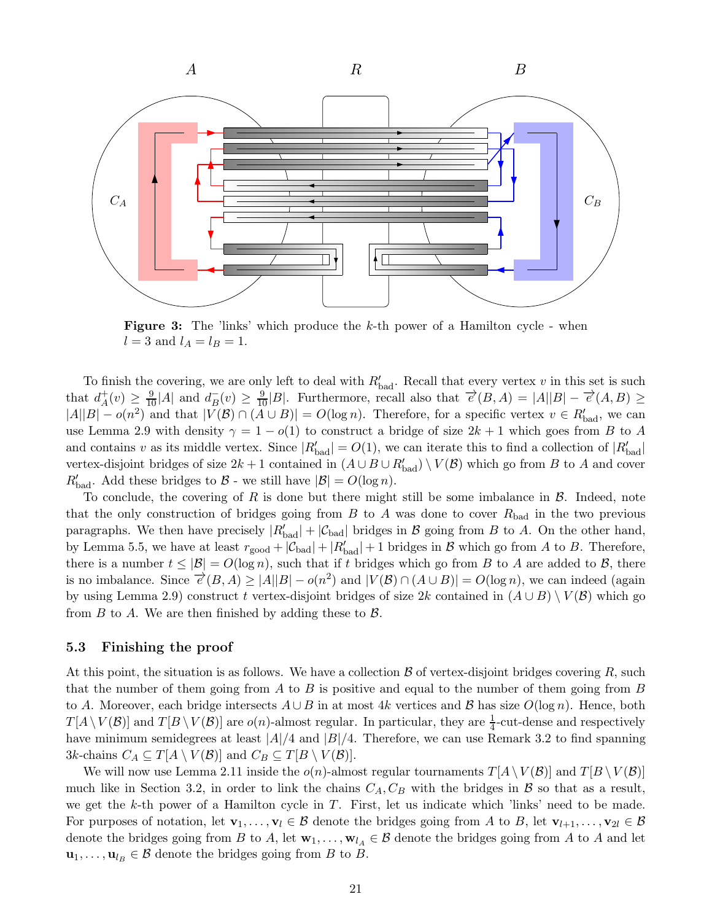**Figure 3:** The 'links' which produce the $k$-th power of a Hamilton cycle - when $l = 3$ and $l_A = l_B = 1$.

To finish the covering, we are only left to deal with $R'_{\text{bad}}$. Recall that every vertex $v$ in this set is such that $d^+_A(v) \geq \frac{9}{10}|A|$ and $d^-_B(v) \geq \frac{9}{10}|B|$. Furthermore, recall also that $\overrightarrow{e}(B, A) = |A||B| - \overrightarrow{e}(A, B) \geq |A||B| - o(n^2)$ and that $|V(\mathcal{B}) \cap (A \cup B)| = O(\log n)$. Therefore, for a specific vertex $v \in R'_{\text{bad}}$, we can use Lemma 2.9 with density $\gamma = 1 - o(1)$ to construct a bridge of size $2k+1$ which goes from $B$ to $A$ and contains $v$ as its middle vertex. Since $|R'_{\text{bad}}| = O(1)$, we can iterate this to find a collection of $|R'_{\text{bad}}|$ vertex-disjoint bridges of size $2k+1$ contained in $(A \cup B \cup R'_{\text{bad}}) \setminus V(\mathcal{B})$ which go from $B$ to $A$ and cover $R'_{\text{bad}}$. Add these bridges to $\mathcal{B}$ - we still have $|\mathcal{B}| = O(\log n)$.

To conclude, the covering of $R$ is done but there might still be some imbalance in $\mathcal{B}$. Indeed, note that the only construction of bridges going from $B$ to $A$ was done to cover $R_{\text{bad}}$ in the two previous paragraphs. We then have precisely $|R'_{\text{bad}}| + |\mathcal{C}_{\text{bad}}|$ bridges in $\mathcal{B}$ going from $B$ to $A$. On the other hand, by Lemma 5.5, we have at least $r_{\text{good}} + |\mathcal{C}_{\text{bad}}| + |R'_{\text{bad}}| + 1$ bridges in $\mathcal{B}$ which go from $A$ to $B$. Therefore, there is a number $t \leq |\mathcal{B}| = O(\log n)$, such that if $t$ bridges which go from $B$ to $A$ are added to $\mathcal{B}$, there is no imbalance. Since $\overrightarrow{e}(B, A) \geq |A||B| - o(n^2)$ and $|V(\mathcal{B}) \cap (A \cup B)| = O(\log n)$, we can indeed (again by using Lemma 2.9) construct $t$ vertex-disjoint bridges of size $2k$ contained in $(A \cup B) \setminus V(\mathcal{B})$ which go from $B$ to $A$. We are then finished by adding these to $\mathcal{B}$.

### 5.3 Finishing the proof

At this point, the situation is as follows. We have a collection $\mathcal{B}$ of vertex-disjoint bridges covering $R$, such that the number of them going from $A$ to $B$ is positive and equal to the number of them going from $B$ to $A$. Moreover, each bridge intersects $A \cup B$ in at most $4k$ vertices and $\mathcal{B}$ has size $O(\log n)$. Hence, both $T[A \setminus V(\mathcal{B})]$ and $T[B \setminus V(\mathcal{B})]$ are $o(n)$-almost regular. In particular, they are $\frac{1}{4}$-cut-dense and respectively have minimum semidegrees at least $|A|/4$ and $|B|/4$. Therefore, we can use Remark 3.2 to find spanning $3k$-chains $C_A \subseteq T[A \setminus V(\mathcal{B})]$ and $C_B \subseteq T[B \setminus V(\mathcal{B})]$.

We will now use Lemma 2.11 inside the $o(n)$-almost regular tournaments $T[A \setminus V(\mathcal{B})]$ and $T[B \setminus V(\mathcal{B})]$ much like in Section 3.2, in order to link the chains $C_A, C_B$ with the bridges in $\mathcal{B}$ so that as a result, we get the $k$-th power of a Hamilton cycle in $T$. First, let us indicate which 'links' need to be made. For purposes of notation, let $\mathbf{v}_1, \ldots, \mathbf{v}_l \in \mathcal{B}$ denote the bridges going from $A$ to $B$, let $\mathbf{v}_{l+1}, \ldots, \mathbf{v}_{2l} \in \mathcal{B}$ denote the bridges going from $B$ to $A$, let $\mathbf{w}_1, \ldots, \mathbf{w}_{l_A} \in \mathcal{B}$ denote the bridges going from $A$ to $A$ and let $\mathbf{u}_1, \ldots, \mathbf{u}_{l_B} \in \mathcal{B}$ denote the bridges going from $B$ to $B$.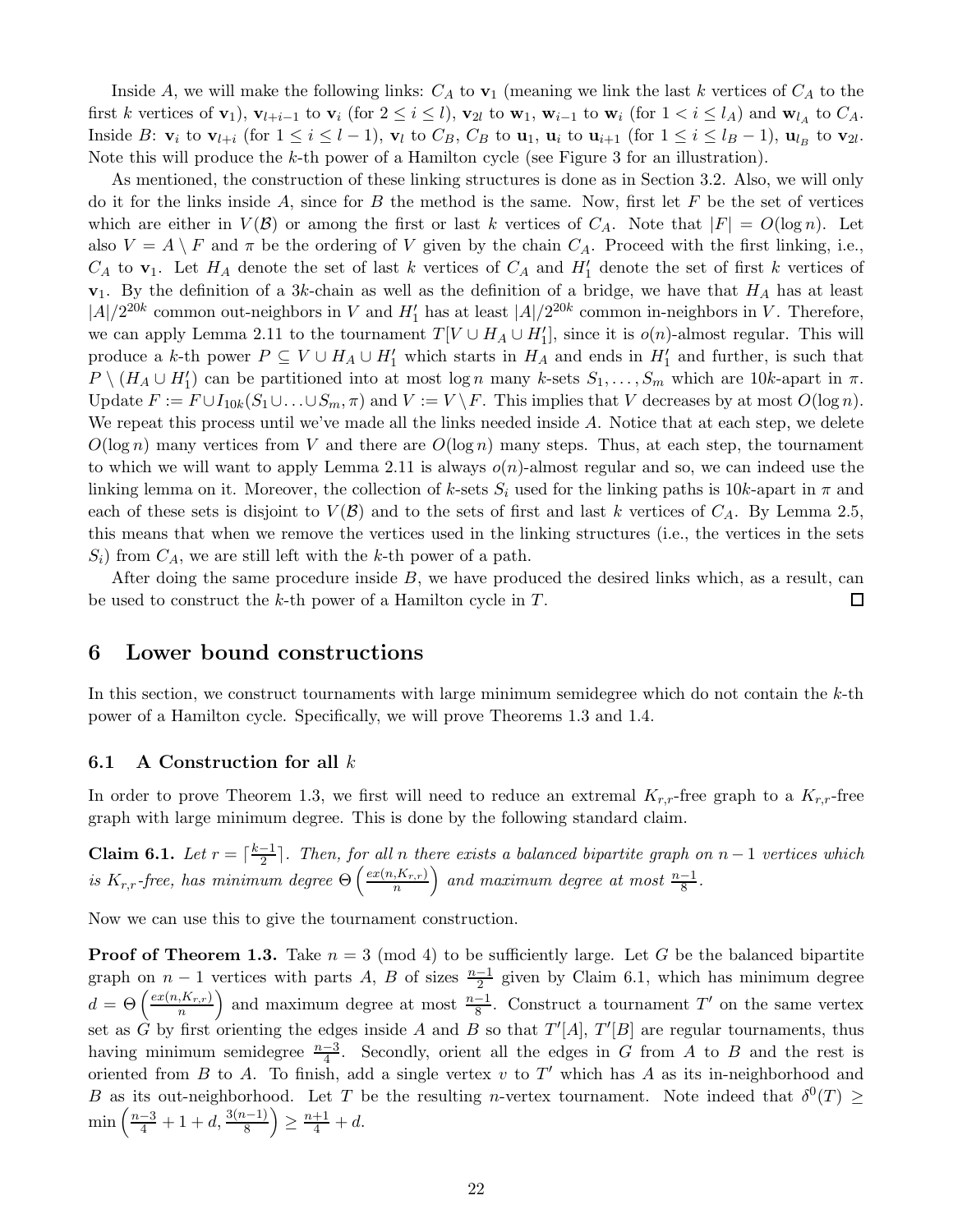Inside $A$, we will make the following links: $C_A$ to $\mathbf{v}_1$ (meaning we link the last $k$ vertices of $C_A$ to the first $k$ vertices of $\mathbf{v}_1$), $\mathbf{v}_{l+i-1}$ to $\mathbf{v}_i$ (for $2 \le i \le l$), $\mathbf{v}_{2l}$ to $\mathbf{w}_1$, $\mathbf{w}_{i-1}$ to $\mathbf{w}_i$ (for $1 < i \le l_A$) and $\mathbf{w}_{l_A}$ to $C_A$. Inside $B$: $\mathbf{v}_i$ to $\mathbf{v}_{l+i}$ (for $1 \le i \le l-1$), $\mathbf{v}_l$ to $C_B$, $C_B$ to $\mathbf{u}_1$, $\mathbf{u}_i$ to $\mathbf{u}_{i+1}$ (for $1 \le i \le l_B - 1$), $\mathbf{u}_{l_B}$ to $\mathbf{v}_{2l}$. Note this will produce the $k$-th power of a Hamilton cycle (see Figure 3 for an illustration).

As mentioned, the construction of these linking structures is done as in Section 3.2. Also, we will only do it for the links inside $A$, since for $B$ the method is the same. Now, first let $F$ be the set of vertices which are either in $V(\mathcal{B})$ or among the first or last $k$ vertices of $C_A$. Note that $|F| = O(\log n)$. Let also $V = A \setminus F$ and $\pi$ be the ordering of $V$ given by the chain $C_A$. Proceed with the first linking, i.e., $C_A$ to $\mathbf{v}_1$. Let $H_A$ denote the set of last $k$ vertices of $C_A$ and $H_1'$ denote the set of first $k$ vertices of $\mathbf{v}_1$. By the definition of a $3k$-chain as well as the definition of a bridge, we have that $H_A$ has at least $|A|/2^{20k}$ common out-neighbors in $V$ and $H_1'$ has at least $|A|/2^{20k}$ common in-neighbors in $V$. Therefore, we can apply Lemma 2.11 to the tournament $T[V \cup H_A \cup H_1']$, since it is $o(n)$-almost regular. This will produce a $k$-th power $P \subseteq V \cup H_A \cup H_1'$ which starts in $H_A$ and ends in $H_1'$ and further, is such that $P \setminus (H_A \cup H_1')$ can be partitioned into at most $\log n$ many $k$-sets $S_1, \ldots, S_m$ which are $10k$-apart in $\pi$. Update $F := F \cup I_{10k}(S_1 \cup \ldots \cup S_m, \pi)$ and $V := V \setminus F$. This implies that $V$ decreases by at most $O(\log n)$. We repeat this process until we've made all the links needed inside $A$. Notice that at each step, we delete $O(\log n)$ many vertices from $V$ and there are $O(\log n)$ many steps. Thus, at each step, the tournament to which we will want to apply Lemma 2.11 is always $o(n)$-almost regular and so, we can indeed use the linking lemma on it. Moreover, the collection of $k$-sets $S_i$ used for the linking paths is $10k$-apart in $\pi$ and each of these sets is disjoint to $V(\mathcal{B})$ and to the sets of first and last $k$ vertices of $C_A$. By Lemma 2.5, this means that when we remove the vertices used in the linking structures (i.e., the vertices in the sets $S_i$) from $C_A$, we are still left with the $k$-th power of a path.

After doing the same procedure inside $B$, we have produced the desired links which, as a result, can be used to construct the $k$-th power of a Hamilton cycle in $T$. $\square$

## 6 Lower bound constructions

In this section, we construct tournaments with large minimum semidegree which do not contain the $k$-th power of a Hamilton cycle. Specifically, we will prove Theorems 1.3 and 1.4.

### 6.1 A Construction for all $k$

In order to prove Theorem 1.3, we first will need to reduce an extremal $K_{r,r}$-free graph to a $K_{r,r}$-free graph with large minimum degree. This is done by the following standard claim.

**Claim 6.1.** *Let $r = \lceil \frac{k-1}{2} \rceil$. Then, for all $n$ there exists a balanced bipartite graph on $n-1$ vertices which is $K_{r,r}$-free, has minimum degree $\Theta\left(\frac{ex(n,K_{r,r})}{n}\right)$ and maximum degree at most $\frac{n-1}{8}$.*

Now we can use this to give the tournament construction.

**Proof of Theorem 1.3.** Take $n = 3 \pmod 4$ to be sufficiently large. Let $G$ be the balanced bipartite graph on $n-1$ vertices with parts $A$, $B$ of sizes $\frac{n-1}{2}$ given by Claim 6.1, which has minimum degree $d = \Theta\left(\frac{ex(n,K_{r,r})}{n}\right)$ and maximum degree at most $\frac{n-1}{8}$. Construct a tournament $T'$ on the same vertex set as $G$ by first orienting the edges inside $A$ and $B$ so that $T'[A]$, $T'[B]$ are regular tournaments, thus having minimum semidegree $\frac{n-3}{4}$. Secondly, orient all the edges in $G$ from $A$ to $B$ and the rest is oriented from $B$ to $A$. To finish, add a single vertex $v$ to $T'$ which has $A$ as its in-neighborhood and $B$ as its out-neighborhood. Let $T$ be the resulting $n$-vertex tournament. Note indeed that $\delta^0(T) \ge \min\left(\frac{n-3}{4} + 1 + d, \frac{3(n-1)}{8}\right) \ge \frac{n+1}{4} + d$.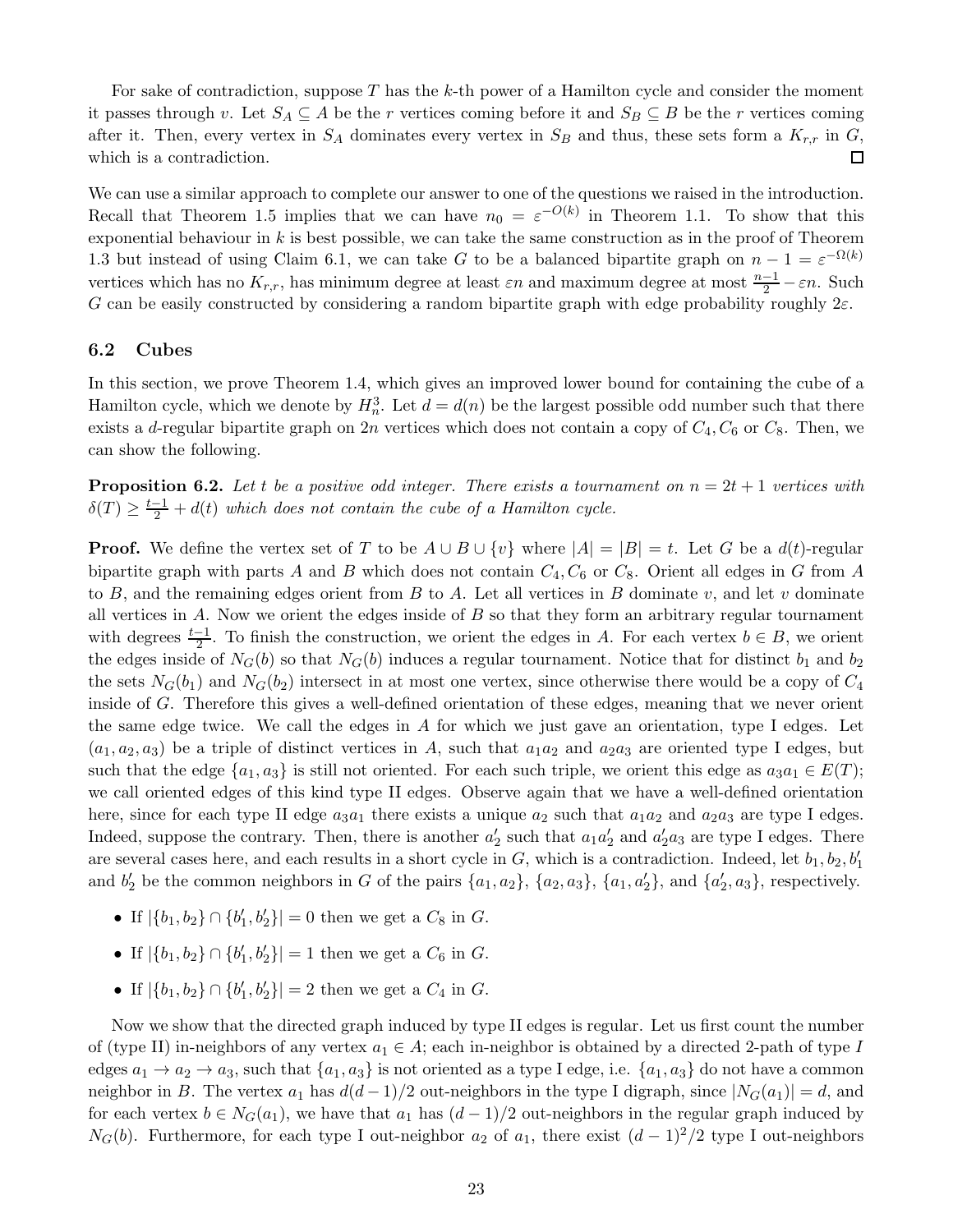For sake of contradiction, suppose $T$ has the $k$-th power of a Hamilton cycle and consider the moment it passes through $v$. Let $S_A \subseteq A$ be the $r$ vertices coming before it and $S_B \subseteq B$ be the $r$ vertices coming after it. Then, every vertex in $S_A$ dominates every vertex in $S_B$ and thus, these sets form a $K_{r,r}$ in $G$, which is a contradiction. $\square$

We can use a similar approach to complete our answer to one of the questions we raised in the introduction. Recall that Theorem 1.5 implies that we can have $n_0 = \varepsilon^{-O(k)}$ in Theorem 1.1. To show that this exponential behaviour in $k$ is best possible, we can take the same construction as in the proof of Theorem 1.3 but instead of using Claim 6.1, we can take $G$ to be a balanced bipartite graph on $n-1 = \varepsilon^{-\Omega(k)}$ vertices which has no $K_{r,r}$, has minimum degree at least $\varepsilon n$ and maximum degree at most $\frac{n-1}{2} - \varepsilon n$. Such $G$ can be easily constructed by considering a random bipartite graph with edge probability roughly $2\varepsilon$.

### 6.2 Cubes

In this section, we prove Theorem 1.4, which gives an improved lower bound for containing the cube of a Hamilton cycle, which we denote by $H_n^3$. Let $d = d(n)$ be the largest possible odd number such that there exists a $d$-regular bipartite graph on $2n$ vertices which does not contain a copy of $C_4, C_6$ or $C_8$. Then, we can show the following.

**Proposition 6.2.** *Let $t$ be a positive odd integer. There exists a tournament on $n = 2t+1$ vertices with $\delta(T) \geq \frac{t-1}{2} + d(t)$ which does not contain the cube of a Hamilton cycle.*

**Proof.** We define the vertex set of $T$ to be $A \cup B \cup \{v\}$ where $|A| = |B| = t$. Let $G$ be a $d(t)$-regular bipartite graph with parts $A$ and $B$ which does not contain $C_4, C_6$ or $C_8$. Orient all edges in $G$ from $A$ to $B$, and the remaining edges orient from $B$ to $A$. Let all vertices in $B$ dominate $v$, and let $v$ dominate all vertices in $A$. Now we orient the edges inside of $B$ so that they form an arbitrary regular tournament with degrees $\frac{t-1}{2}$. To finish the construction, we orient the edges in $A$. For each vertex $b \in B$, we orient the edges inside of $N_G(b)$ so that $N_G(b)$ induces a regular tournament. Notice that for distinct $b_1$ and $b_2$ the sets $N_G(b_1)$ and $N_G(b_2)$ intersect in at most one vertex, since otherwise there would be a copy of $C_4$ inside of $G$. Therefore this gives a well-defined orientation of these edges, meaning that we never orient the same edge twice. We call the edges in $A$ for which we just gave an orientation, type I edges. Let $(a_1, a_2, a_3)$ be a triple of distinct vertices in $A$, such that $a_1a_2$ and $a_2a_3$ are oriented type I edges, but such that the edge $\{a_1, a_3\}$ is still not oriented. For each such triple, we orient this edge as $a_3a_1 \in E(T)$; we call oriented edges of this kind type II edges. Observe again that we have a well-defined orientation here, since for each type II edge $a_3a_1$ there exists a unique $a_2$ such that $a_1a_2$ and $a_2a_3$ are type I edges. Indeed, suppose the contrary. Then, there is another $a_2'$ such that $a_1a_2'$ and $a_2'a_3$ are type I edges. There are several cases here, and each results in a short cycle in $G$, which is a contradiction. Indeed, let $b_1, b_2, b_1'$ and $b_2'$ be the common neighbors in $G$ of the pairs $\{a_1, a_2\}$, $\{a_2, a_3\}$, $\{a_1, a_2'\}$, and $\{a_2', a_3\}$, respectively.

- If $|\{b_1, b_2\} \cap \{b_1', b_2'\}| = 0$ then we get a $C_8$ in $G$.
- If $|\{b_1, b_2\} \cap \{b_1', b_2'\}| = 1$ then we get a $C_6$ in $G$.
- If $|\{b_1, b_2\} \cap \{b_1', b_2'\}| = 2$ then we get a $C_4$ in $G$.

Now we show that the directed graph induced by type II edges is regular. Let us first count the number of (type II) in-neighbors of any vertex $a_1 \in A$; each in-neighbor is obtained by a directed 2-path of type $I$ edges $a_1 \to a_2 \to a_3$, such that $\{a_1, a_3\}$ is not oriented as a type I edge, i.e. $\{a_1, a_3\}$ do not have a common neighbor in $B$. The vertex $a_1$ has $d(d-1)/2$ out-neighbors in the type I digraph, since $|N_G(a_1)| = d$, and for each vertex $b \in N_G(a_1)$, we have that $a_1$ has $(d-1)/2$ out-neighbors in the regular graph induced by $N_G(b)$. Furthermore, for each type I out-neighbor $a_2$ of $a_1$, there exist $(d-1)^2/2$ type I out-neighbors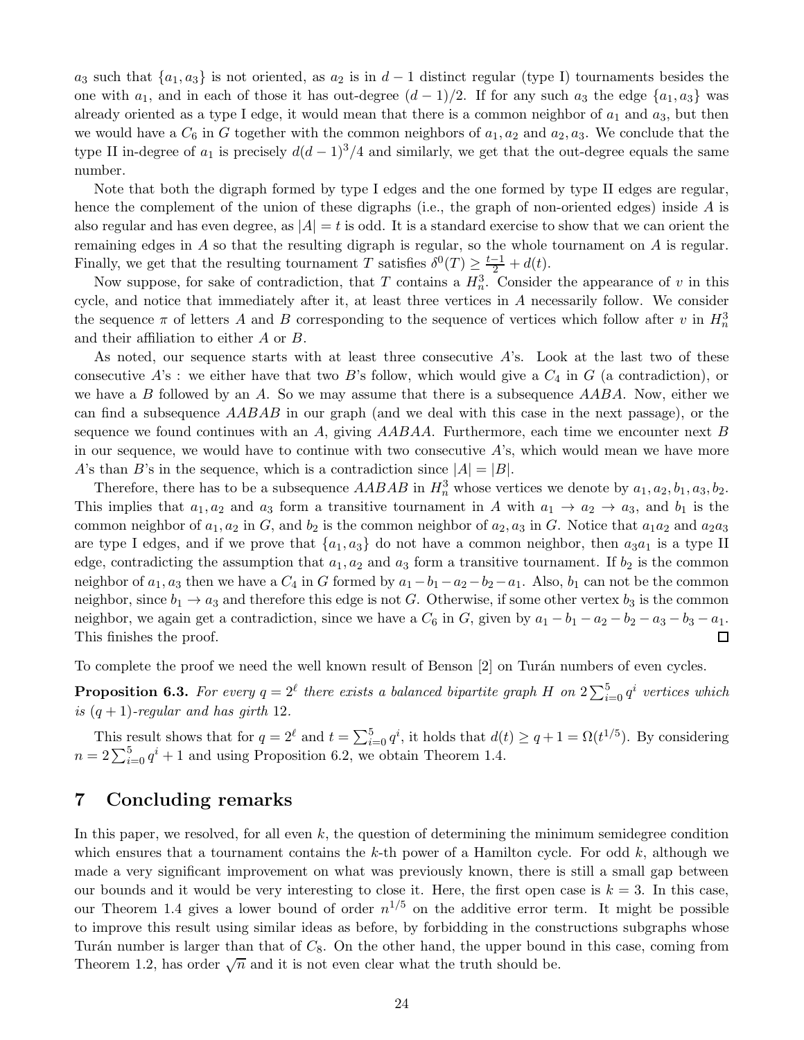$a_3$ such that $\{a_1, a_3\}$ is not oriented, as $a_2$ is in $d-1$ distinct regular (type I) tournaments besides the one with $a_1$, and in each of those it has out-degree $(d-1)/2$. If for any such $a_3$ the edge $\{a_1, a_3\}$ was already oriented as a type I edge, it would mean that there is a common neighbor of $a_1$ and $a_3$, but then we would have a $C_6$ in $G$ together with the common neighbors of $a_1, a_2$ and $a_2, a_3$. We conclude that the type II in-degree of $a_1$ is precisely $d(d-1)^3/4$ and similarly, we get that the out-degree equals the same number.

Note that both the digraph formed by type I edges and the one formed by type II edges are regular, hence the complement of the union of these digraphs (i.e., the graph of non-oriented edges) inside $A$ is also regular and has even degree, as $|A| = t$ is odd. It is a standard exercise to show that we can orient the remaining edges in $A$ so that the resulting digraph is regular, so the whole tournament on $A$ is regular. Finally, we get that the resulting tournament $T$ satisfies $\delta^0(T) \geq \frac{t-1}{2} + d(t)$.

Now suppose, for sake of contradiction, that $T$ contains a $H_n^3$. Consider the appearance of $v$ in this cycle, and notice that immediately after it, at least three vertices in $A$ necessarily follow. We consider the sequence $\pi$ of letters $A$ and $B$ corresponding to the sequence of vertices which follow after $v$ in $H_n^3$ and their affiliation to either $A$ or $B$.

As noted, our sequence starts with at least three consecutive $A$'s. Look at the last two of these consecutive $A$'s : we either have that two $B$'s follow, which would give a $C_4$ in $G$ (a contradiction), or we have a $B$ followed by an $A$. So we may assume that there is a subsequence $AABA$. Now, either we can find a subsequence $AABAB$ in our graph (and we deal with this case in the next passage), or the sequence we found continues with an $A$, giving $AABAA$. Furthermore, each time we encounter next $B$ in our sequence, we would have to continue with two consecutive $A$'s, which would mean we have more $A$'s than $B$'s in the sequence, which is a contradiction since $|A| = |B|$.

Therefore, there has to be a subsequence $AABAB$ in $H_n^3$ whose vertices we denote by $a_1, a_2, b_1, a_3, b_2$. This implies that $a_1, a_2$ and $a_3$ form a transitive tournament in $A$ with $a_1 \to a_2 \to a_3$, and $b_1$ is the common neighbor of $a_1, a_2$ in $G$, and $b_2$ is the common neighbor of $a_2, a_3$ in $G$. Notice that $a_1a_2$ and $a_2a_3$ are type I edges, and if we prove that $\{a_1, a_3\}$ do not have a common neighbor, then $a_3a_1$ is a type II edge, contradicting the assumption that $a_1, a_2$ and $a_3$ form a transitive tournament. If $b_2$ is the common neighbor of $a_1, a_3$ then we have a $C_4$ in $G$ formed by $a_1 - b_1 - a_2 - b_2 - a_1$. Also, $b_1$ can not be the common neighbor, since $b_1 \to a_3$ and therefore this edge is not $G$. Otherwise, if some other vertex $b_3$ is the common neighbor, we again get a contradiction, since we have a $C_6$ in $G$, given by $a_1 - b_1 - a_2 - b_2 - a_3 - b_3 - a_1$. This finishes the proof. □

To complete the proof we need the well known result of Benson [2] on Turán numbers of even cycles.

**Proposition 6.3.** *For every $q = 2^\ell$ there exists a balanced bipartite graph $H$ on $2\sum_{i=0}^{5} q^i$ vertices which is $(q+1)$-regular and has girth 12.*

This result shows that for $q = 2^\ell$ and $t = \sum_{i=0}^{5} q^i$, it holds that $d(t) \geq q + 1 = \Omega(t^{1/5})$. By considering $n = 2\sum_{i=0}^{5} q^i + 1$ and using Proposition 6.2, we obtain Theorem 1.4.

## 7 Concluding remarks

In this paper, we resolved, for all even $k$, the question of determining the minimum semidegree condition which ensures that a tournament contains the $k$-th power of a Hamilton cycle. For odd $k$, although we made a very significant improvement on what was previously known, there is still a small gap between our bounds and it would be very interesting to close it. Here, the first open case is $k = 3$. In this case, our Theorem 1.4 gives a lower bound of order $n^{1/5}$ on the additive error term. It might be possible to improve this result using similar ideas as before, by forbidding in the constructions subgraphs whose Turán number is larger than that of $C_8$. On the other hand, the upper bound in this case, coming from Theorem 1.2, has order $\sqrt{n}$ and it is not even clear what the truth should be.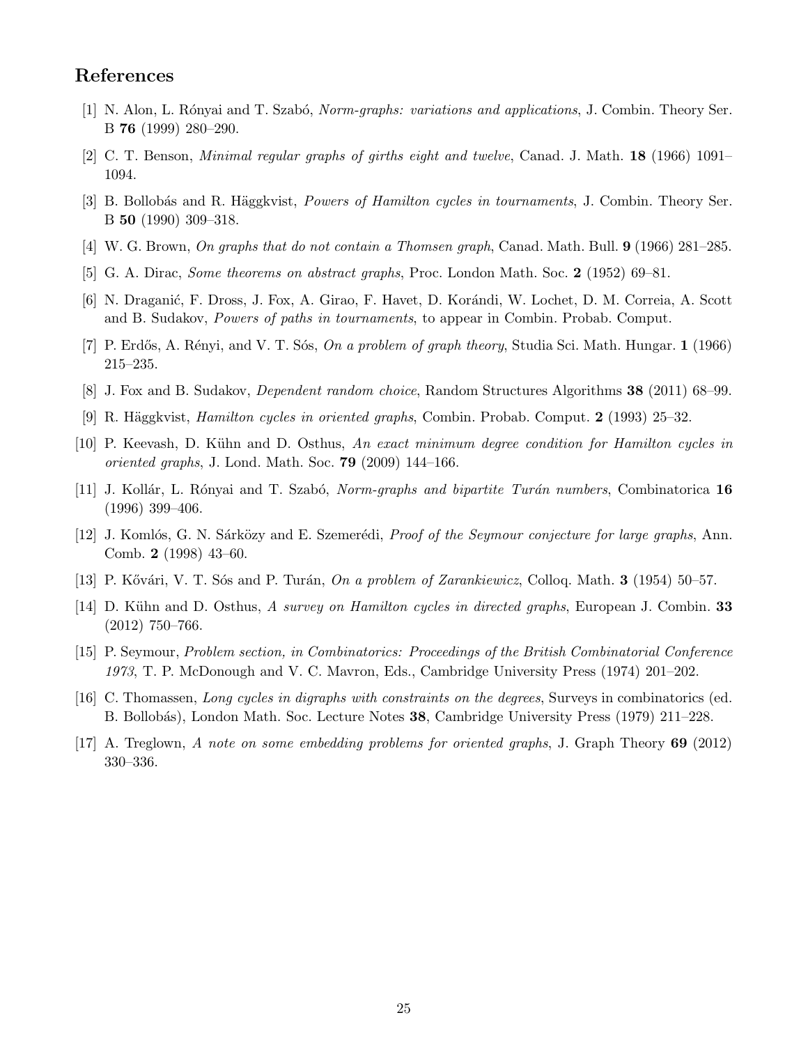## References

[1] N. Alon, L. Rónyai and T. Szabó, *Norm-graphs: variations and applications*, J. Combin. Theory Ser. B **76** (1999) 280–290.

[2] C. T. Benson, *Minimal regular graphs of girths eight and twelve*, Canad. J. Math. **18** (1966) 1091–1094.

[3] B. Bollobás and R. Häggkvist, *Powers of Hamilton cycles in tournaments*, J. Combin. Theory Ser. B **50** (1990) 309–318.

[4] W. G. Brown, *On graphs that do not contain a Thomsen graph*, Canad. Math. Bull. **9** (1966) 281–285.

[5] G. A. Dirac, *Some theorems on abstract graphs*, Proc. London Math. Soc. **2** (1952) 69–81.

[6] N. Draganić, F. Dross, J. Fox, A. Girao, F. Havet, D. Korándi, W. Lochet, D. M. Correia, A. Scott and B. Sudakov, *Powers of paths in tournaments*, to appear in Combin. Probab. Comput.

[7] P. Erdős, A. Rényi, and V. T. Sós, *On a problem of graph theory*, Studia Sci. Math. Hungar. **1** (1966) 215–235.

[8] J. Fox and B. Sudakov, *Dependent random choice*, Random Structures Algorithms **38** (2011) 68–99.

[9] R. Häggkvist, *Hamilton cycles in oriented graphs*, Combin. Probab. Comput. **2** (1993) 25–32.

[10] P. Keevash, D. Kühn and D. Osthus, *An exact minimum degree condition for Hamilton cycles in oriented graphs*, J. Lond. Math. Soc. **79** (2009) 144–166.

[11] J. Kollár, L. Rónyai and T. Szabó, *Norm-graphs and bipartite Turán numbers*, Combinatorica **16** (1996) 399–406.

[12] J. Komlós, G. N. Sárközy and E. Szemerédi, *Proof of the Seymour conjecture for large graphs*, Ann. Comb. **2** (1998) 43–60.

[13] P. Kővári, V. T. Sós and P. Turán, *On a problem of Zarankiewicz*, Colloq. Math. **3** (1954) 50–57.

[14] D. Kühn and D. Osthus, *A survey on Hamilton cycles in directed graphs*, European J. Combin. **33** (2012) 750–766.

[15] P. Seymour, *Problem section, in Combinatorics: Proceedings of the British Combinatorial Conference 1973*, T. P. McDonough and V. C. Mavron, Eds., Cambridge University Press (1974) 201–202.

[16] C. Thomassen, *Long cycles in digraphs with constraints on the degrees*, Surveys in combinatorics (ed. B. Bollobás), London Math. Soc. Lecture Notes **38**, Cambridge University Press (1979) 211–228.

[17] A. Treglown, *A note on some embedding problems for oriented graphs*, J. Graph Theory **69** (2012) 330–336.